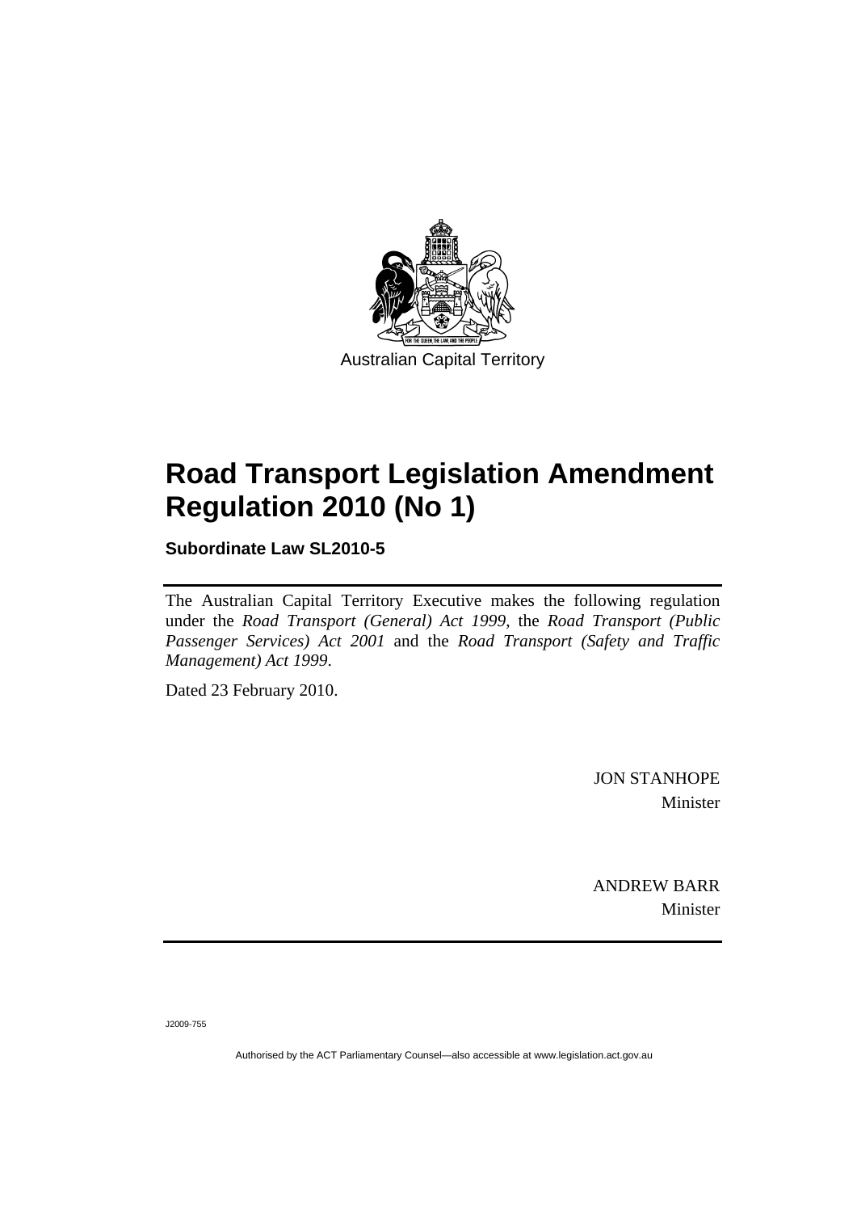Australian Capital Territory

# Road Transport Legislation Amendment Regulation 2010 (No 1)

**Subordinate Law SL2010-5**

The Australian Capital Territory Executive makes the following regulation under the *Road Transport (General) Act 1999*, the *Road Transport (Public Passenger Services) Act 2001* and the *Road Transport (Safety and Traffic Management) Act 1999*.

Dated 23 February 2010.

JON STANHOPE
Minister

ANDREW BARR
Minister

J2009-755

Authorised by the ACT Parliamentary Counsel—also accessible at www.legislation.act.gov.au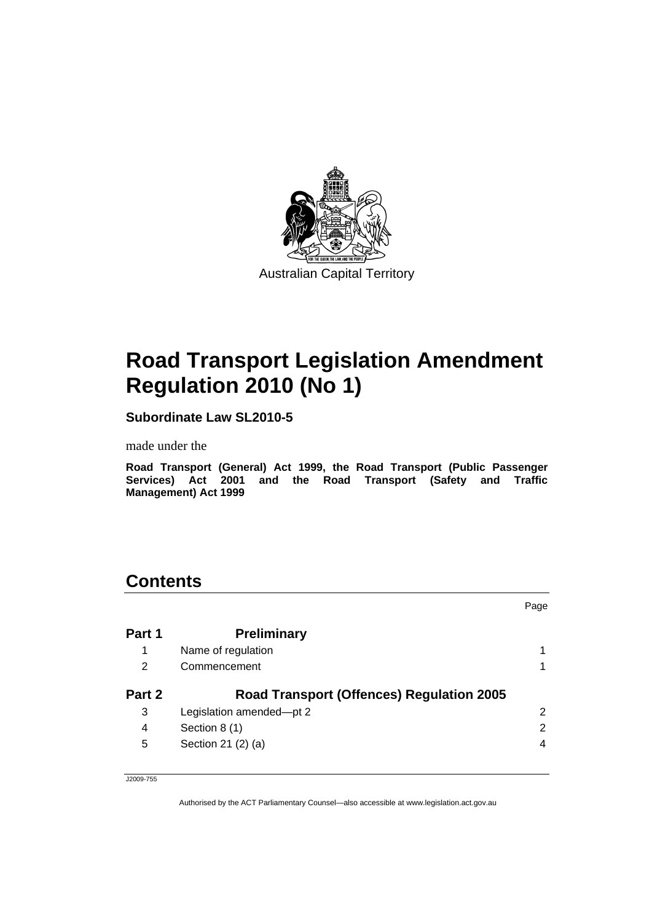Australian Capital Territory

# Road Transport Legislation Amendment Regulation 2010 (No 1)

**Subordinate Law SL2010-5**

made under the

**Road Transport (General) Act 1999, the Road Transport (Public Passenger Services) Act 2001 and the Road Transport (Safety and Traffic Management) Act 1999**

## Contents

| | | Page |
|---|---|---|
| **Part 1** | **Preliminary** | |
| 1 | Name of regulation | 1 |
| 2 | Commencement | 1 |
| **Part 2** | **Road Transport (Offences) Regulation 2005** | |
| 3 | Legislation amended—pt 2 | 2 |
| 4 | Section 8 (1) | 2 |
| 5 | Section 21 (2) (a) | 4 |

J2009-755

Authorised by the ACT Parliamentary Counsel—also accessible at www.legislation.act.gov.au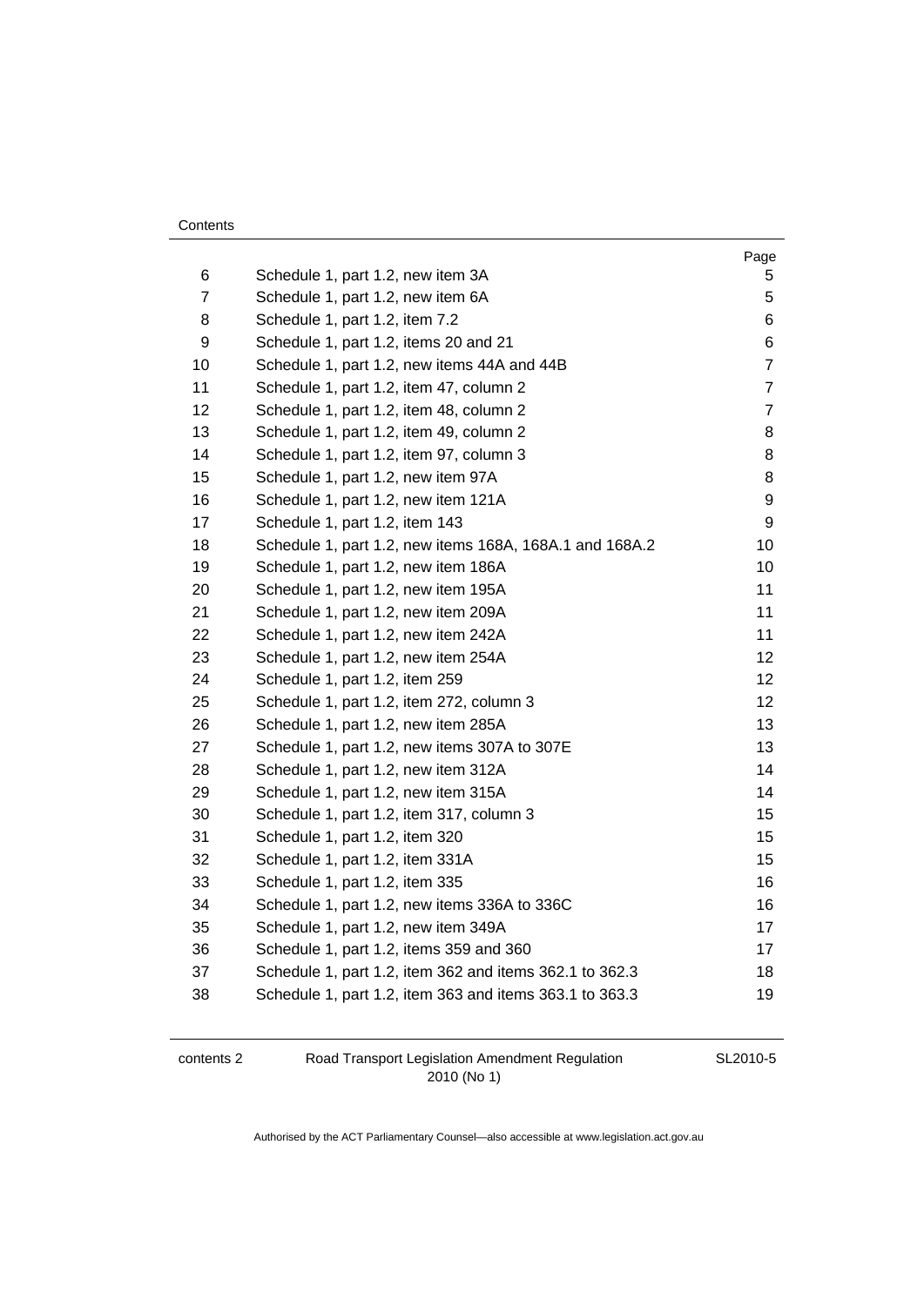| | | Page |
|---|---|---|
| 6 | Schedule 1, part 1.2, new item 3A | 5 |
| 7 | Schedule 1, part 1.2, new item 6A | 5 |
| 8 | Schedule 1, part 1.2, item 7.2 | 6 |
| 9 | Schedule 1, part 1.2, items 20 and 21 | 6 |
| 10 | Schedule 1, part 1.2, new items 44A and 44B | 7 |
| 11 | Schedule 1, part 1.2, item 47, column 2 | 7 |
| 12 | Schedule 1, part 1.2, item 48, column 2 | 7 |
| 13 | Schedule 1, part 1.2, item 49, column 2 | 8 |
| 14 | Schedule 1, part 1.2, item 97, column 3 | 8 |
| 15 | Schedule 1, part 1.2, new item 97A | 8 |
| 16 | Schedule 1, part 1.2, new item 121A | 9 |
| 17 | Schedule 1, part 1.2, item 143 | 9 |
| 18 | Schedule 1, part 1.2, new items 168A, 168A.1 and 168A.2 | 10 |
| 19 | Schedule 1, part 1.2, new item 186A | 10 |
| 20 | Schedule 1, part 1.2, new item 195A | 11 |
| 21 | Schedule 1, part 1.2, new item 209A | 11 |
| 22 | Schedule 1, part 1.2, new item 242A | 11 |
| 23 | Schedule 1, part 1.2, new item 254A | 12 |
| 24 | Schedule 1, part 1.2, item 259 | 12 |
| 25 | Schedule 1, part 1.2, item 272, column 3 | 12 |
| 26 | Schedule 1, part 1.2, new item 285A | 13 |
| 27 | Schedule 1, part 1.2, new items 307A to 307E | 13 |
| 28 | Schedule 1, part 1.2, new item 312A | 14 |
| 29 | Schedule 1, part 1.2, new item 315A | 14 |
| 30 | Schedule 1, part 1.2, item 317, column 3 | 15 |
| 31 | Schedule 1, part 1.2, item 320 | 15 |
| 32 | Schedule 1, part 1.2, item 331A | 15 |
| 33 | Schedule 1, part 1.2, item 335 | 16 |
| 34 | Schedule 1, part 1.2, new items 336A to 336C | 16 |
| 35 | Schedule 1, part 1.2, new item 349A | 17 |
| 36 | Schedule 1, part 1.2, items 359 and 360 | 17 |
| 37 | Schedule 1, part 1.2, item 362 and items 362.1 to 362.3 | 18 |
| 38 | Schedule 1, part 1.2, item 363 and items 363.1 to 363.3 | 19 |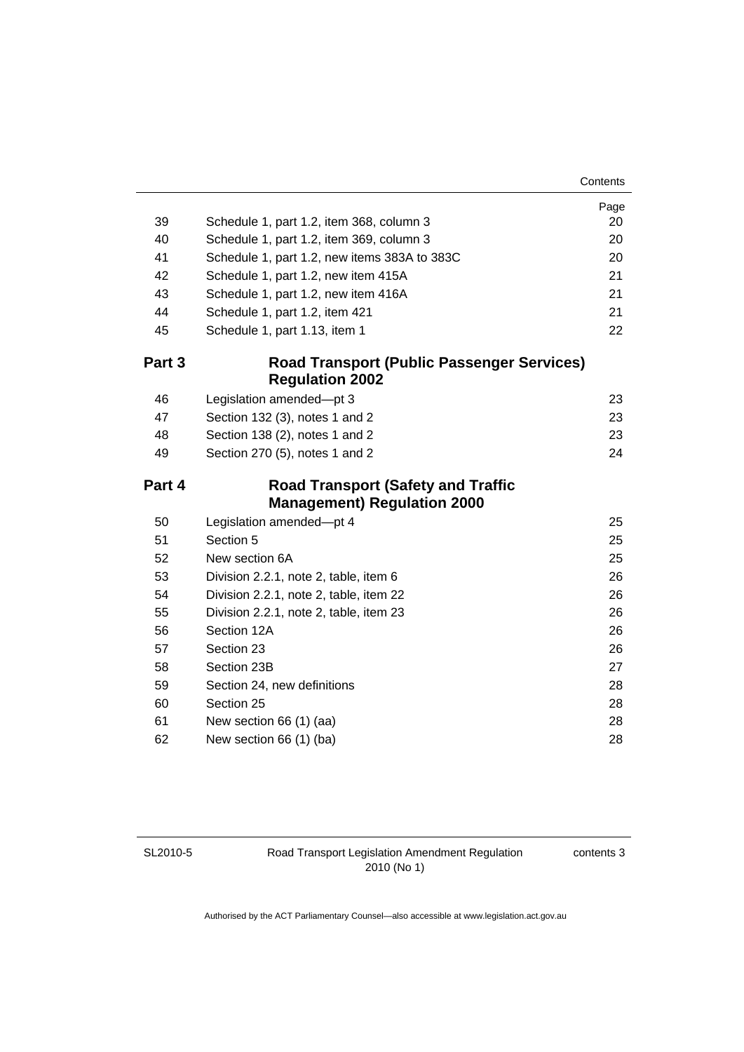| | | Page |
|---|---|---|
| 39 | Schedule 1, part 1.2, item 368, column 3 | 20 |
| 40 | Schedule 1, part 1.2, item 369, column 3 | 20 |
| 41 | Schedule 1, part 1.2, new items 383A to 383C | 20 |
| 42 | Schedule 1, part 1.2, new item 415A | 21 |
| 43 | Schedule 1, part 1.2, new item 416A | 21 |
| 44 | Schedule 1, part 1.2, item 421 | 21 |
| 45 | Schedule 1, part 1.13, item 1 | 22 |

## Part 3 Road Transport (Public Passenger Services) Regulation 2002

| | | |
|---|---|---|
| 46 | Legislation amended—pt 3 | 23 |
| 47 | Section 132 (3), notes 1 and 2 | 23 |
| 48 | Section 138 (2), notes 1 and 2 | 23 |
| 49 | Section 270 (5), notes 1 and 2 | 24 |

## Part 4 Road Transport (Safety and Traffic Management) Regulation 2000

| | | |
|---|---|---|
| 50 | Legislation amended—pt 4 | 25 |
| 51 | Section 5 | 25 |
| 52 | New section 6A | 25 |
| 53 | Division 2.2.1, note 2, table, item 6 | 26 |
| 54 | Division 2.2.1, note 2, table, item 22 | 26 |
| 55 | Division 2.2.1, note 2, table, item 23 | 26 |
| 56 | Section 12A | 26 |
| 57 | Section 23 | 26 |
| 58 | Section 23B | 27 |
| 59 | Section 24, new definitions | 28 |
| 60 | Section 25 | 28 |
| 61 | New section 66 (1) (aa) | 28 |
| 62 | New section 66 (1) (ba) | 28 |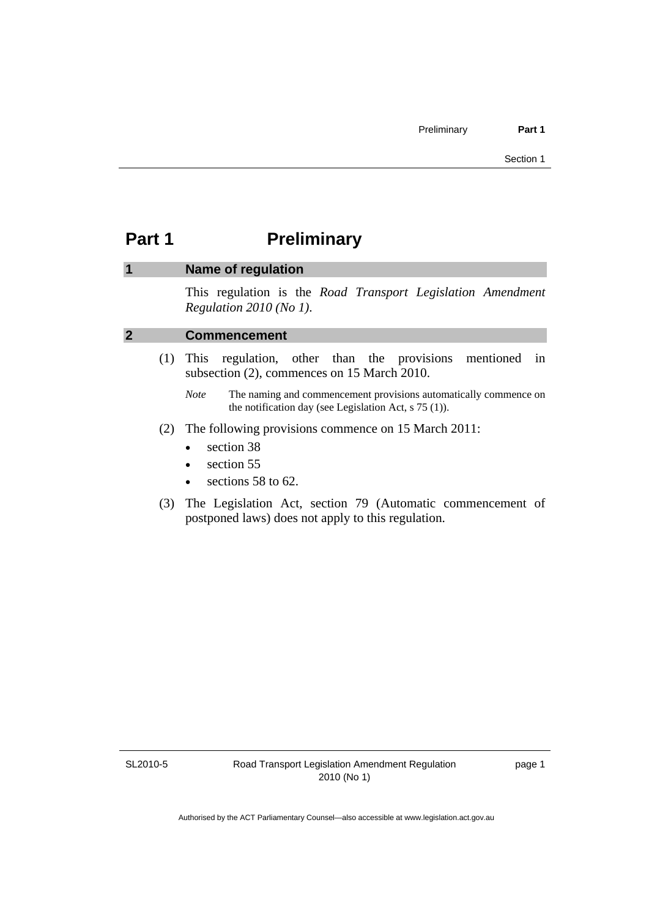# Part 1 Preliminary

## 1 Name of regulation

This regulation is the *Road Transport Legislation Amendment Regulation 2010 (No 1)*.

## 2 Commencement

(1) This regulation, other than the provisions mentioned in subsection (2), commences on 15 March 2010.

*Note* The naming and commencement provisions automatically commence on the notification day (see Legislation Act, s 75 (1)).

(2) The following provisions commence on 15 March 2011:

- section 38
- section 55
- sections 58 to 62.

(3) The Legislation Act, section 79 (Automatic commencement of postponed laws) does not apply to this regulation.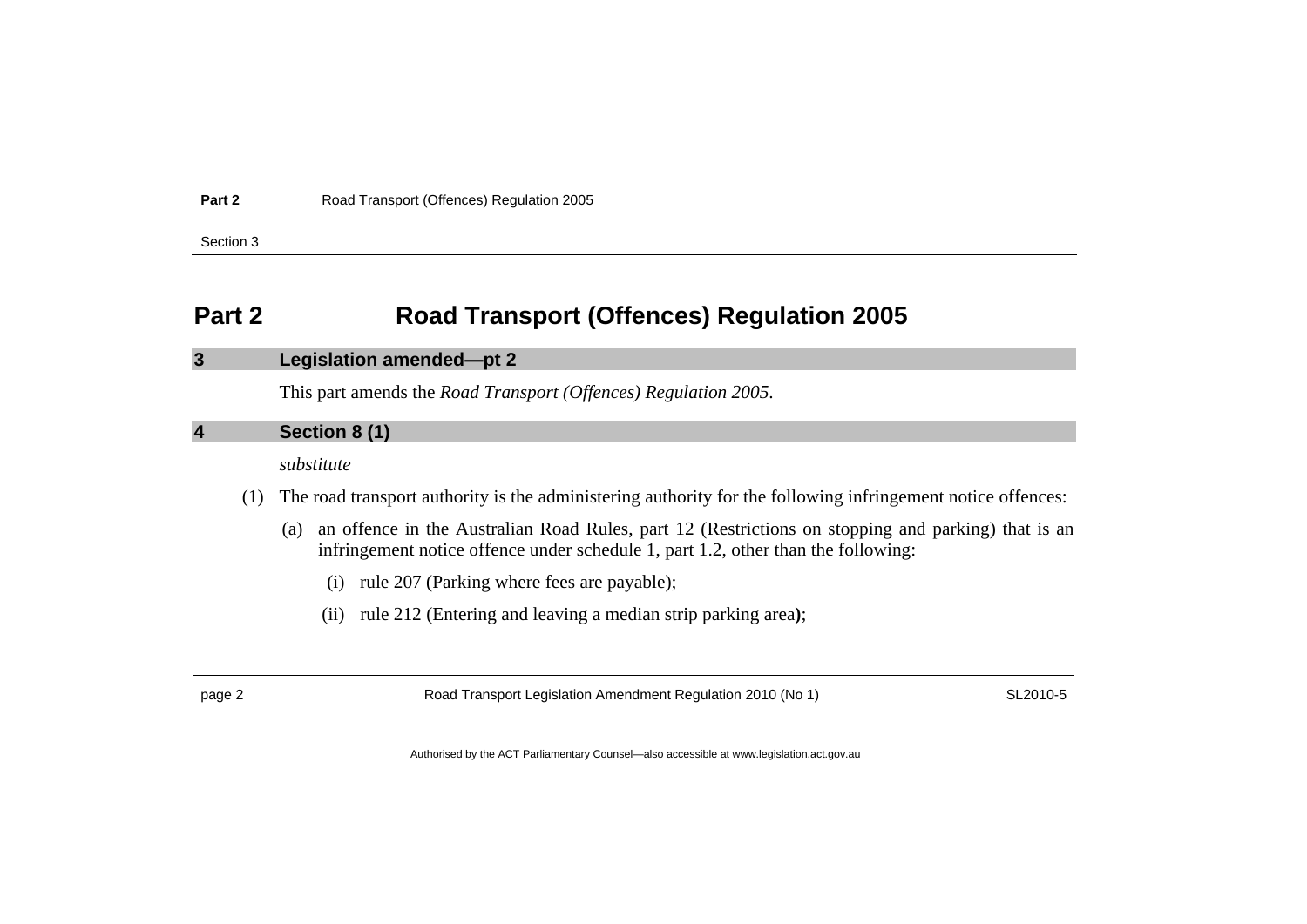# Part 2 Road Transport (Offences) Regulation 2005

## 3 Legislation amended—pt 2

This part amends the *Road Transport (Offences) Regulation 2005*.

## 4 Section 8 (1)

*substitute*

(1) The road transport authority is the administering authority for the following infringement notice offences:

(a) an offence in the Australian Road Rules, part 12 (Restrictions on stopping and parking) that is an infringement notice offence under schedule 1, part 1.2, other than the following:

(i) rule 207 (Parking where fees are payable);

(ii) rule 212 (Entering and leaving a median strip parking area);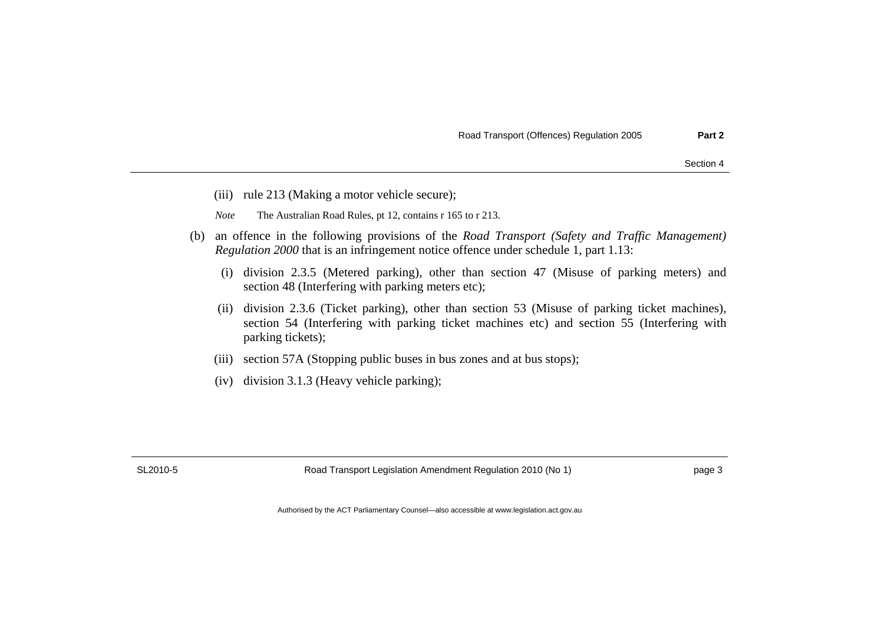(iii) rule 213 (Making a motor vehicle secure);

*Note* The Australian Road Rules, pt 12, contains r 165 to r 213.

(b) an offence in the following provisions of the *Road Transport (Safety and Traffic Management) Regulation 2000* that is an infringement notice offence under schedule 1, part 1.13:

(i) division 2.3.5 (Metered parking), other than section 47 (Misuse of parking meters) and section 48 (Interfering with parking meters etc);

(ii) division 2.3.6 (Ticket parking), other than section 53 (Misuse of parking ticket machines), section 54 (Interfering with parking ticket machines etc) and section 55 (Interfering with parking tickets);

(iii) section 57A (Stopping public buses in bus zones and at bus stops);

(iv) division 3.1.3 (Heavy vehicle parking);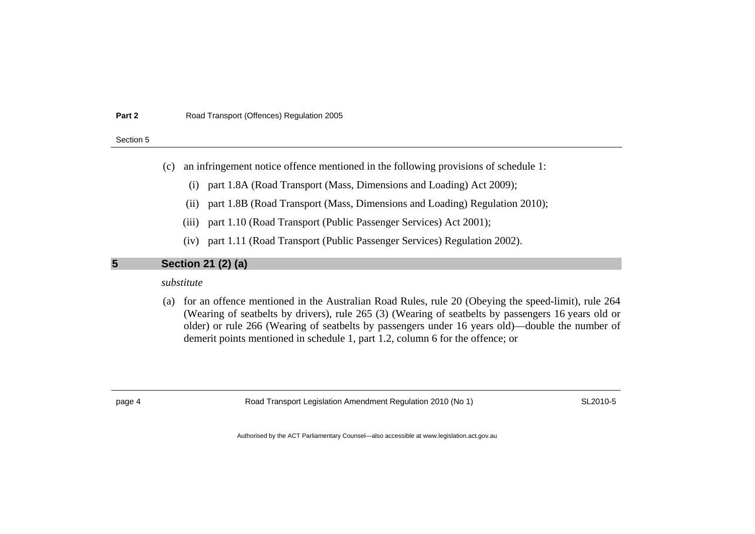(c) an infringement notice offence mentioned in the following provisions of schedule 1:

(i) part 1.8A (Road Transport (Mass, Dimensions and Loading) Act 2009);

(ii) part 1.8B (Road Transport (Mass, Dimensions and Loading) Regulation 2010);

(iii) part 1.10 (Road Transport (Public Passenger Services) Act 2001);

(iv) part 1.11 (Road Transport (Public Passenger Services) Regulation 2002).

## 5 Section 21 (2) (a)

*substitute*

(a) for an offence mentioned in the Australian Road Rules, rule 20 (Obeying the speed-limit), rule 264 (Wearing of seatbelts by drivers), rule 265 (3) (Wearing of seatbelts by passengers 16 years old or older) or rule 266 (Wearing of seatbelts by passengers under 16 years old)—double the number of demerit points mentioned in schedule 1, part 1.2, column 6 for the offence; or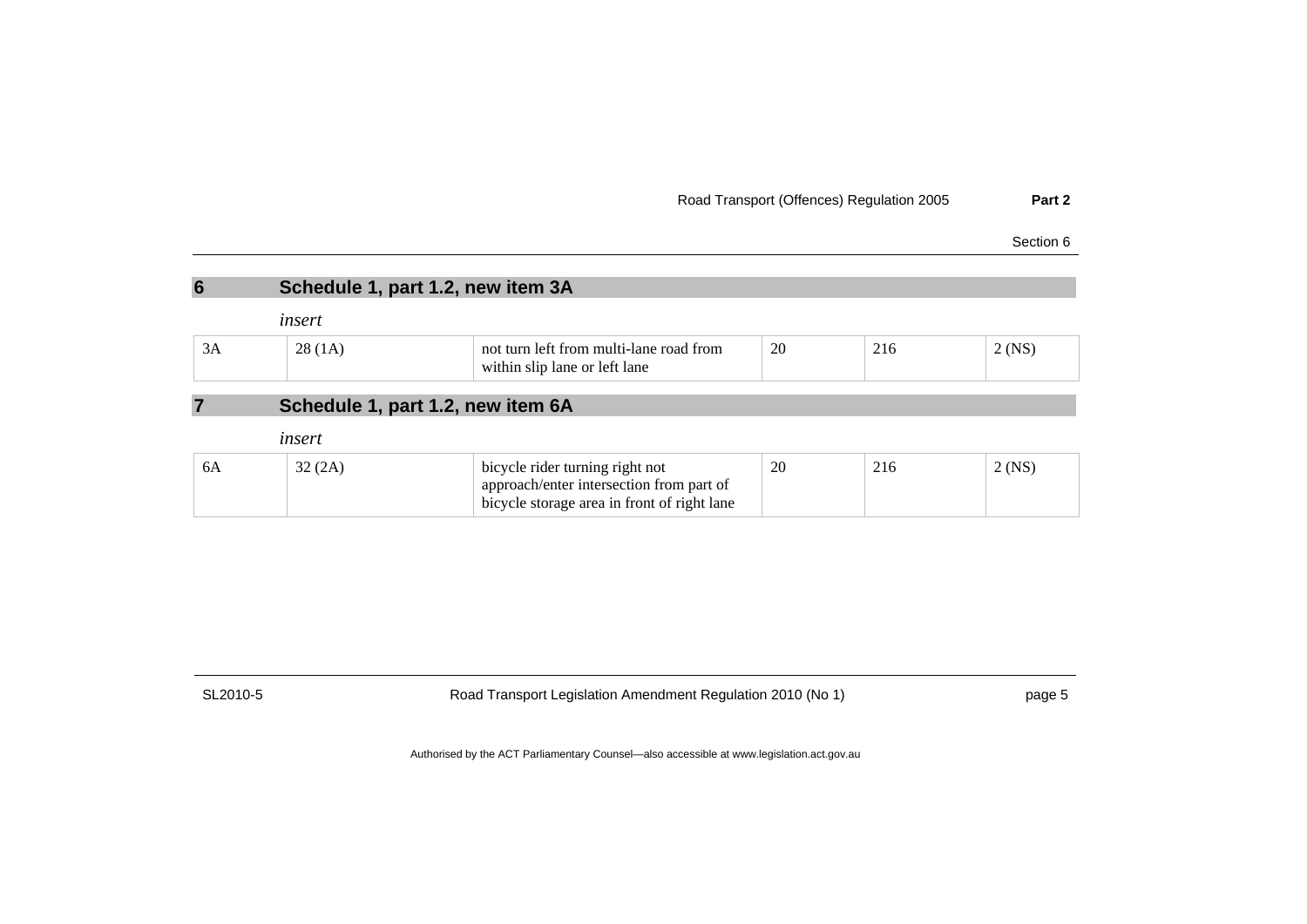## 6 Schedule 1, part 1.2, new item 3A

*insert*

| | | | | | |
|---|---|---|---|---|---|
| 3A | 28 (1A) | not turn left from multi-lane road from within slip lane or left lane | 20 | 216 | 2 (NS) |

## 7 Schedule 1, part 1.2, new item 6A

*insert*

| | | | | | |
|---|---|---|---|---|---|
| 6A | 32 (2A) | bicycle rider turning right not approach/enter intersection from part of bicycle storage area in front of right lane | 20 | 216 | 2 (NS) |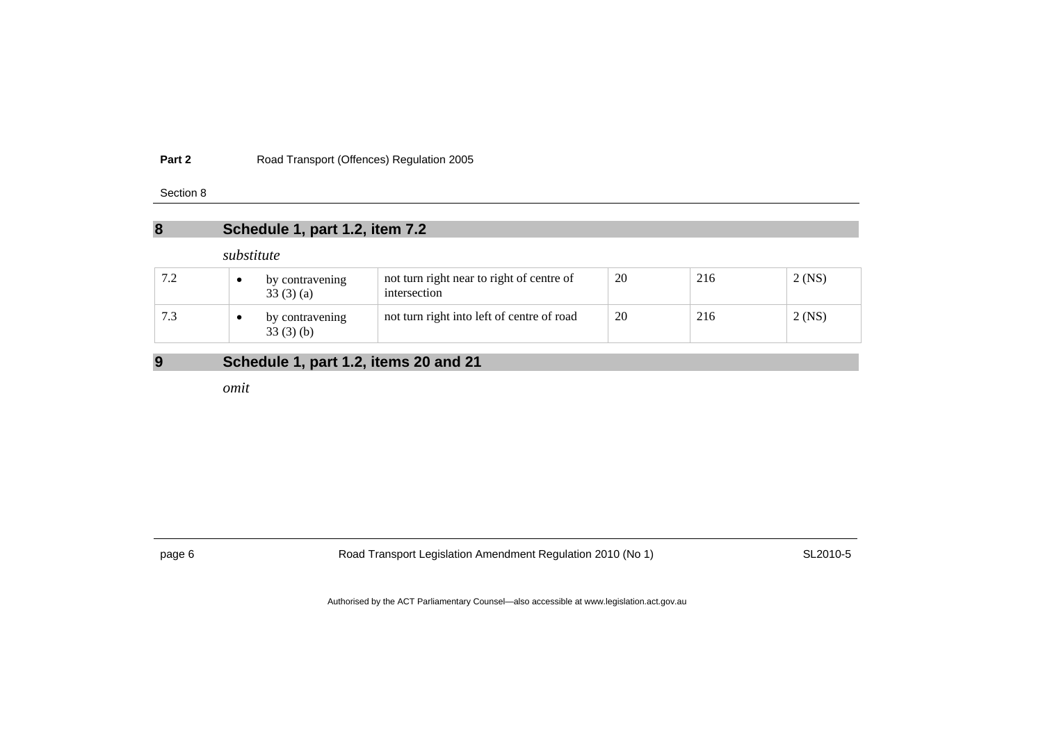## 8 Schedule 1, part 1.2, item 7.2

*substitute*

| | | | | | |
|---|---|---|---|---|---|
| 7.2 | • by contravening 33 (3) (a) | not turn right near to right of centre of intersection | 20 | 216 | 2 (NS) |
| 7.3 | • by contravening 33 (3) (b) | not turn right into left of centre of road | 20 | 216 | 2 (NS) |

## 9 Schedule 1, part 1.2, items 20 and 21

*omit*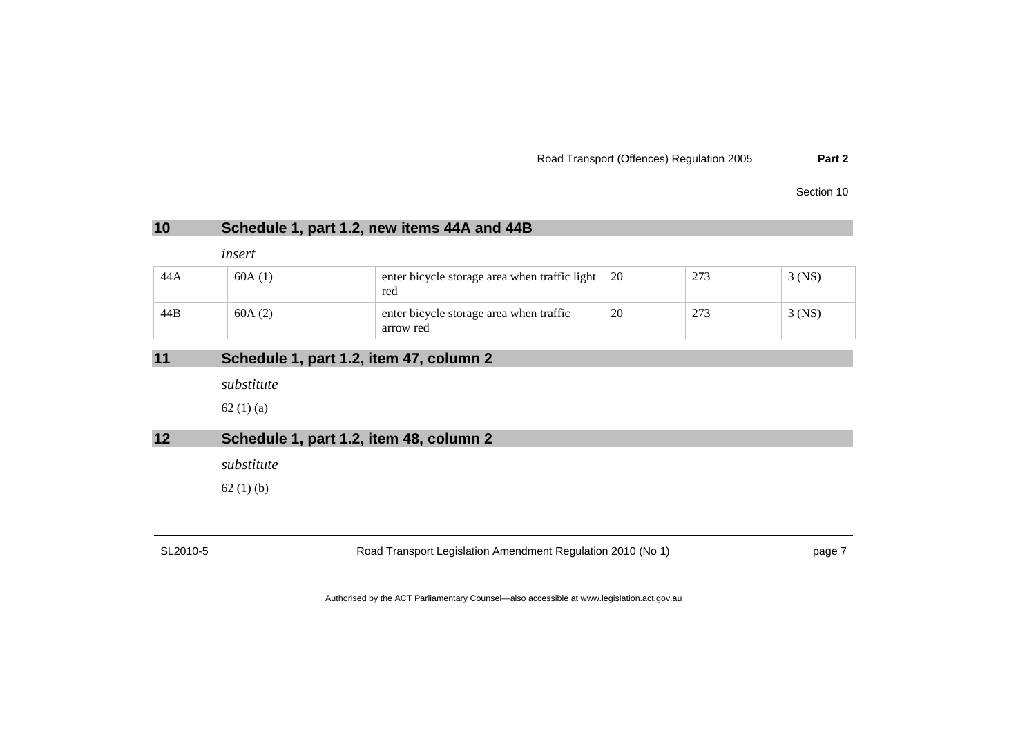## 10 Schedule 1, part 1.2, new items 44A and 44B

*insert*

| | | | | | |
|---|---|---|---|---|---|
| 44A | 60A (1) | enter bicycle storage area when traffic light red | 20 | 273 | 3 (NS) |
| 44B | 60A (2) | enter bicycle storage area when traffic arrow red | 20 | 273 | 3 (NS) |

## 11 Schedule 1, part 1.2, item 47, column 2

*substitute*

62 (1) (a)

## 12 Schedule 1, part 1.2, item 48, column 2

*substitute*

62 (1) (b)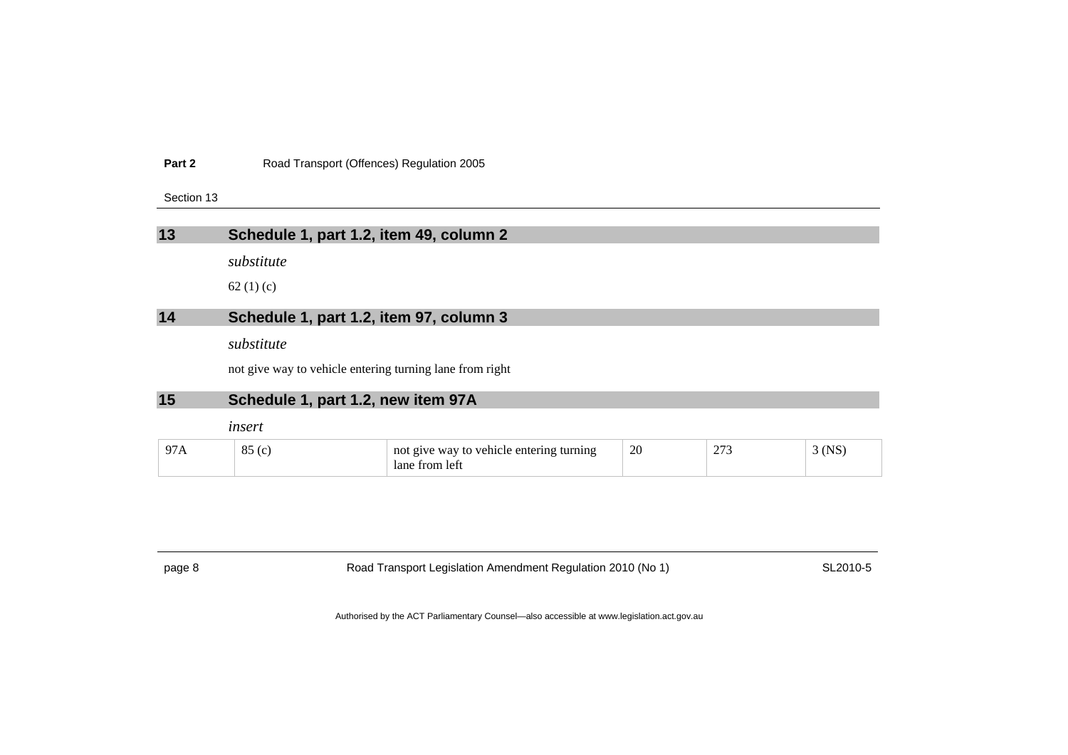## 13 Schedule 1, part 1.2, item 49, column 2

*substitute*

62 (1) (c)

## 14 Schedule 1, part 1.2, item 97, column 3

*substitute*

not give way to vehicle entering turning lane from right

## 15 Schedule 1, part 1.2, new item 97A

*insert*

| | | | | | |
|---|---|---|---|---|---|
| 97A | 85 (c) | not give way to vehicle entering turning lane from left | 20 | 273 | 3 (NS) |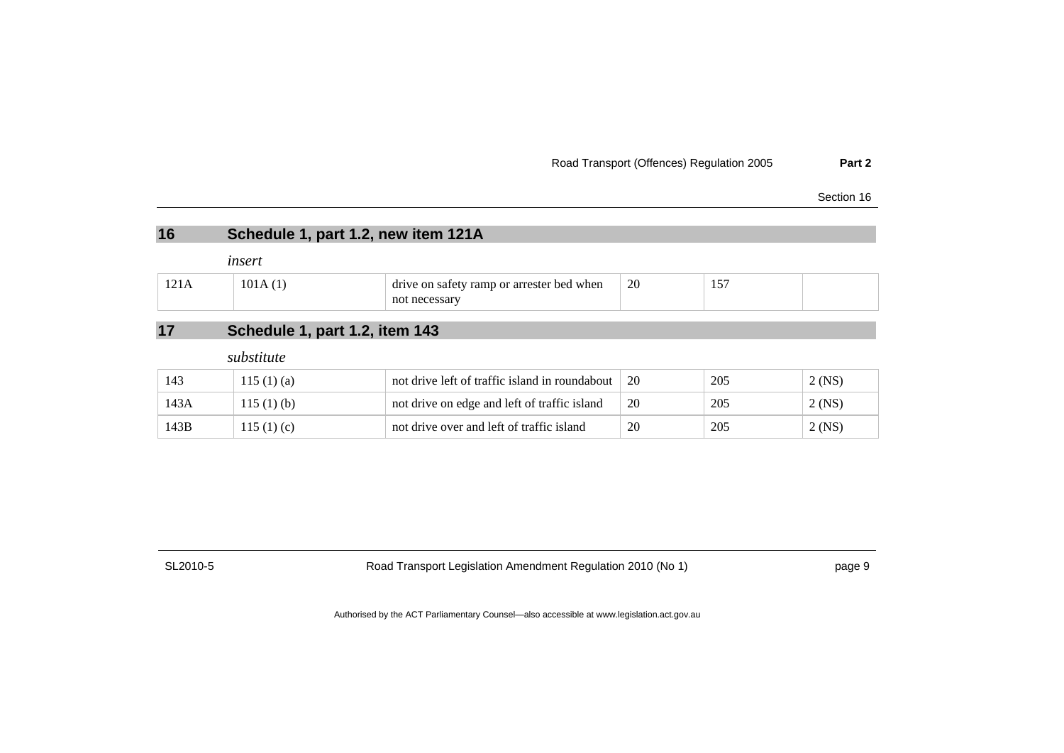## 16 Schedule 1, part 1.2, new item 121A

*insert*

| | | | | | |
|---|---|---|---|---|---|
| 121A | 101A (1) | drive on safety ramp or arrester bed when not necessary | 20 | 157 | |

## 17 Schedule 1, part 1.2, item 143

*substitute*

| | | | | | |
|---|---|---|---|---|---|
| 143 | 115 (1) (a) | not drive left of traffic island in roundabout | 20 | 205 | 2 (NS) |
| 143A | 115 (1) (b) | not drive on edge and left of traffic island | 20 | 205 | 2 (NS) |
| 143B | 115 (1) (c) | not drive over and left of traffic island | 20 | 205 | 2 (NS) |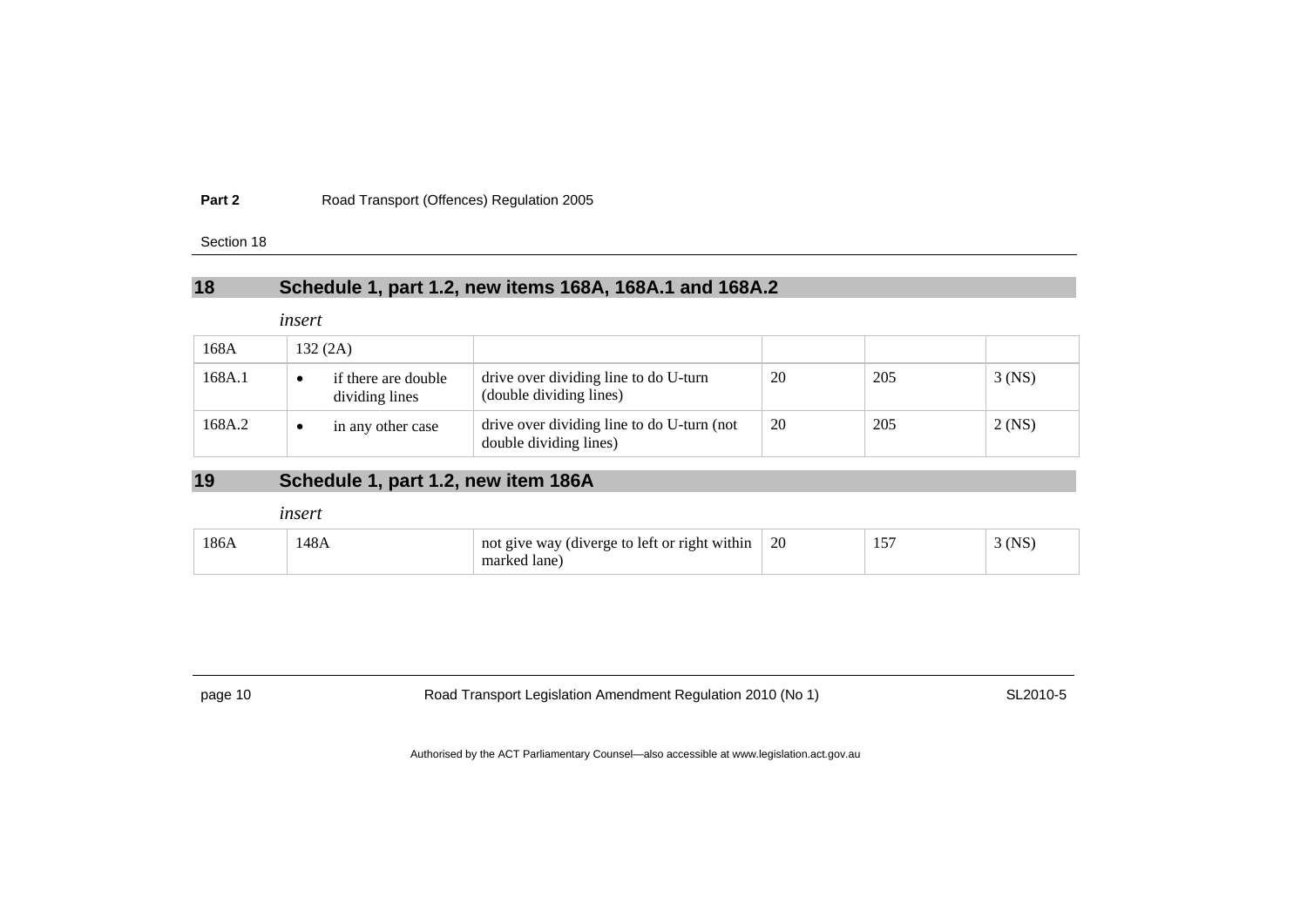## 18 Schedule 1, part 1.2, new items 168A, 168A.1 and 168A.2

*insert*

| | | | | | |
|---|---|---|---|---|---|
| 168A | 132 (2A) | | | | |
| 168A.1 | • if there are double dividing lines | drive over dividing line to do U-turn (double dividing lines) | 20 | 205 | 3 (NS) |
| 168A.2 | • in any other case | drive over dividing line to do U-turn (not double dividing lines) | 20 | 205 | 2 (NS) |

## 19 Schedule 1, part 1.2, new item 186A

*insert*

| | | | | | |
|---|---|---|---|---|---|
| 186A | 148A | not give way (diverge to left or right within marked lane) | 20 | 157 | 3 (NS) |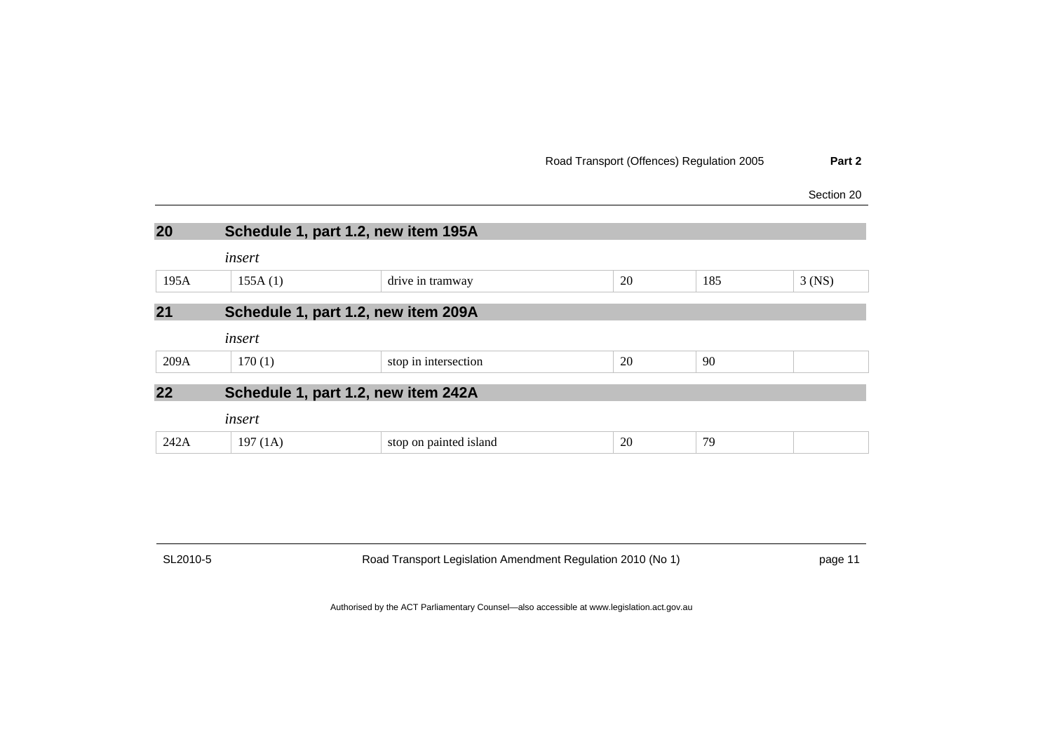## 20 Schedule 1, part 1.2, new item 195A

*insert*

| | | | | | |
|---|---|---|---|---|---|
| 195A | 155A (1) | drive in tramway | 20 | 185 | 3 (NS) |

## 21 Schedule 1, part 1.2, new item 209A

*insert*

| | | | | | |
|---|---|---|---|---|---|
| 209A | 170 (1) | stop in intersection | 20 | 90 | |

## 22 Schedule 1, part 1.2, new item 242A

*insert*

| | | | | | |
|---|---|---|---|---|---|
| 242A | 197 (1A) | stop on painted island | 20 | 79 | |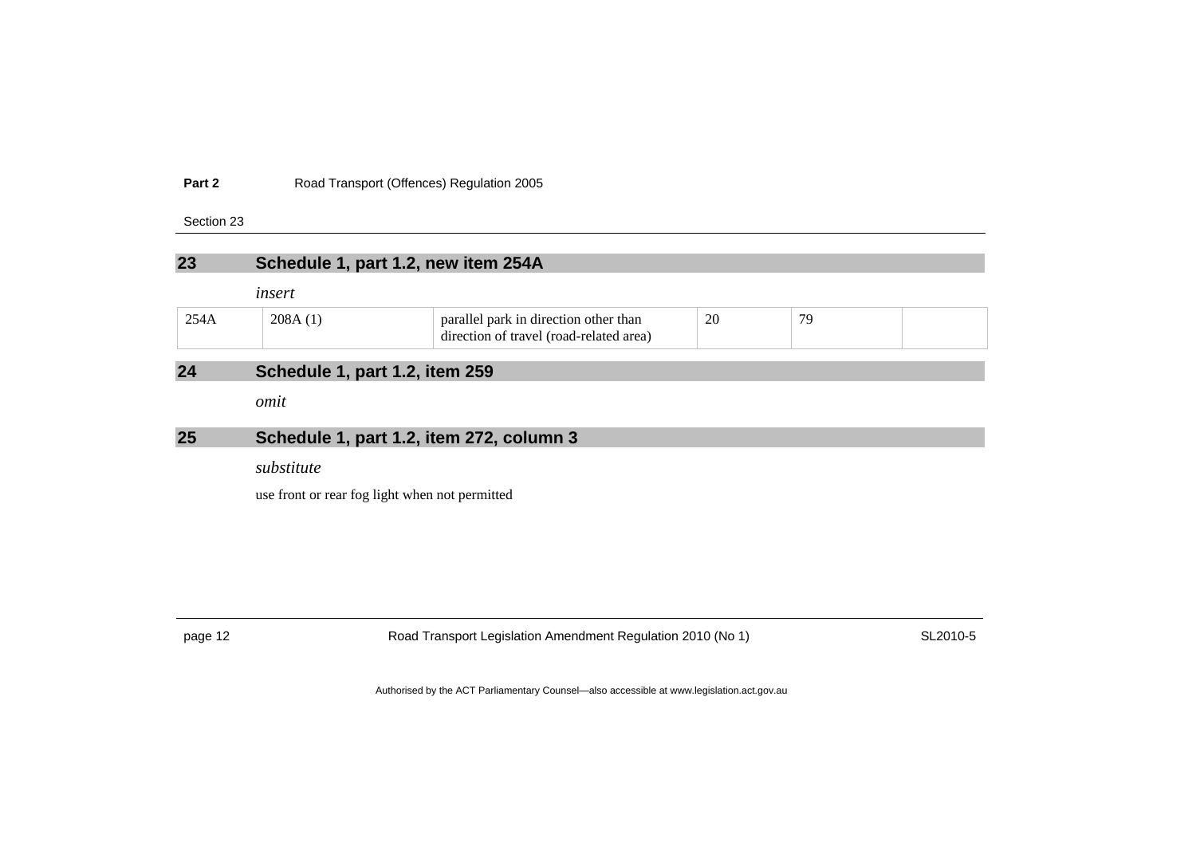## 23 Schedule 1, part 1.2, new item 254A

*insert*

| | | | | | |
|---|---|---|---|---|---|
| 254A | 208A (1) | parallel park in direction other than direction of travel (road-related area) | 20 | 79 | |

## 24 Schedule 1, part 1.2, item 259

*omit*

## 25 Schedule 1, part 1.2, item 272, column 3

*substitute*

use front or rear fog light when not permitted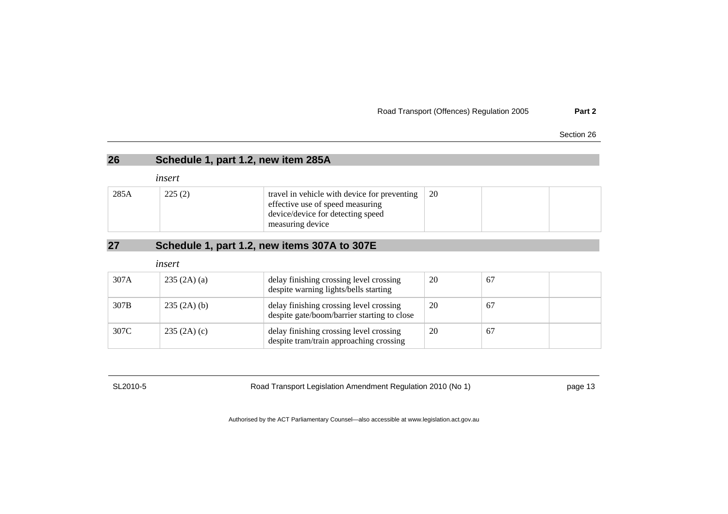## 26 Schedule 1, part 1.2, new item 285A

*insert*

| | | | | | |
|---|---|---|---|---|---|
| 285A | 225 (2) | travel in vehicle with device for preventing effective use of speed measuring device/device for detecting speed measuring device | 20 | | |

## 27 Schedule 1, part 1.2, new items 307A to 307E

*insert*

| | | | | | |
|---|---|---|---|---|---|
| 307A | 235 (2A) (a) | delay finishing crossing level crossing despite warning lights/bells starting | 20 | 67 | |
| 307B | 235 (2A) (b) | delay finishing crossing level crossing despite gate/boom/barrier starting to close | 20 | 67 | |
| 307C | 235 (2A) (c) | delay finishing crossing level crossing despite tram/train approaching crossing | 20 | 67 | |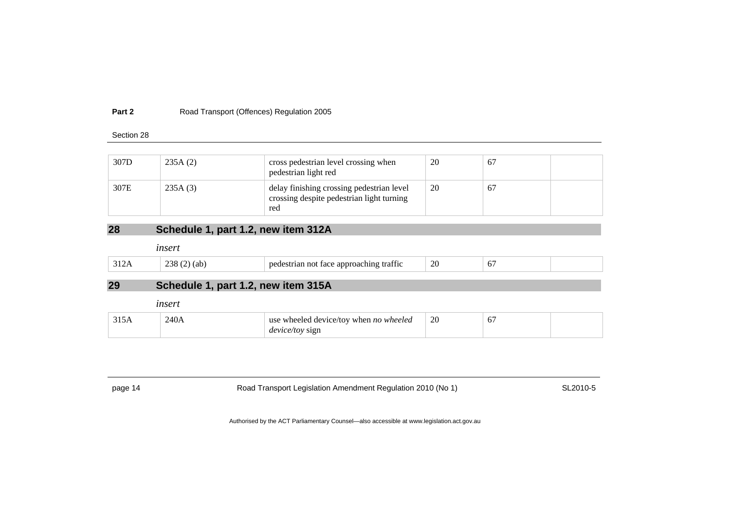| | | | | | |
|---|---|---|---|---|---|
| 307D | 235A (2) | cross pedestrian level crossing when pedestrian light red | 20 | 67 | |
| 307E | 235A (3) | delay finishing crossing pedestrian level crossing despite pedestrian light turning red | 20 | 67 | |

## 28 Schedule 1, part 1.2, new item 312A

*insert*

| | | | | | |
|---|---|---|---|---|---|
| 312A | 238 (2) (ab) | pedestrian not face approaching traffic | 20 | 67 | |

## 29 Schedule 1, part 1.2, new item 315A

*insert*

| | | | | | |
|---|---|---|---|---|---|
| 315A | 240A | use wheeled device/toy when *no wheeled device/toy* sign | 20 | 67 | |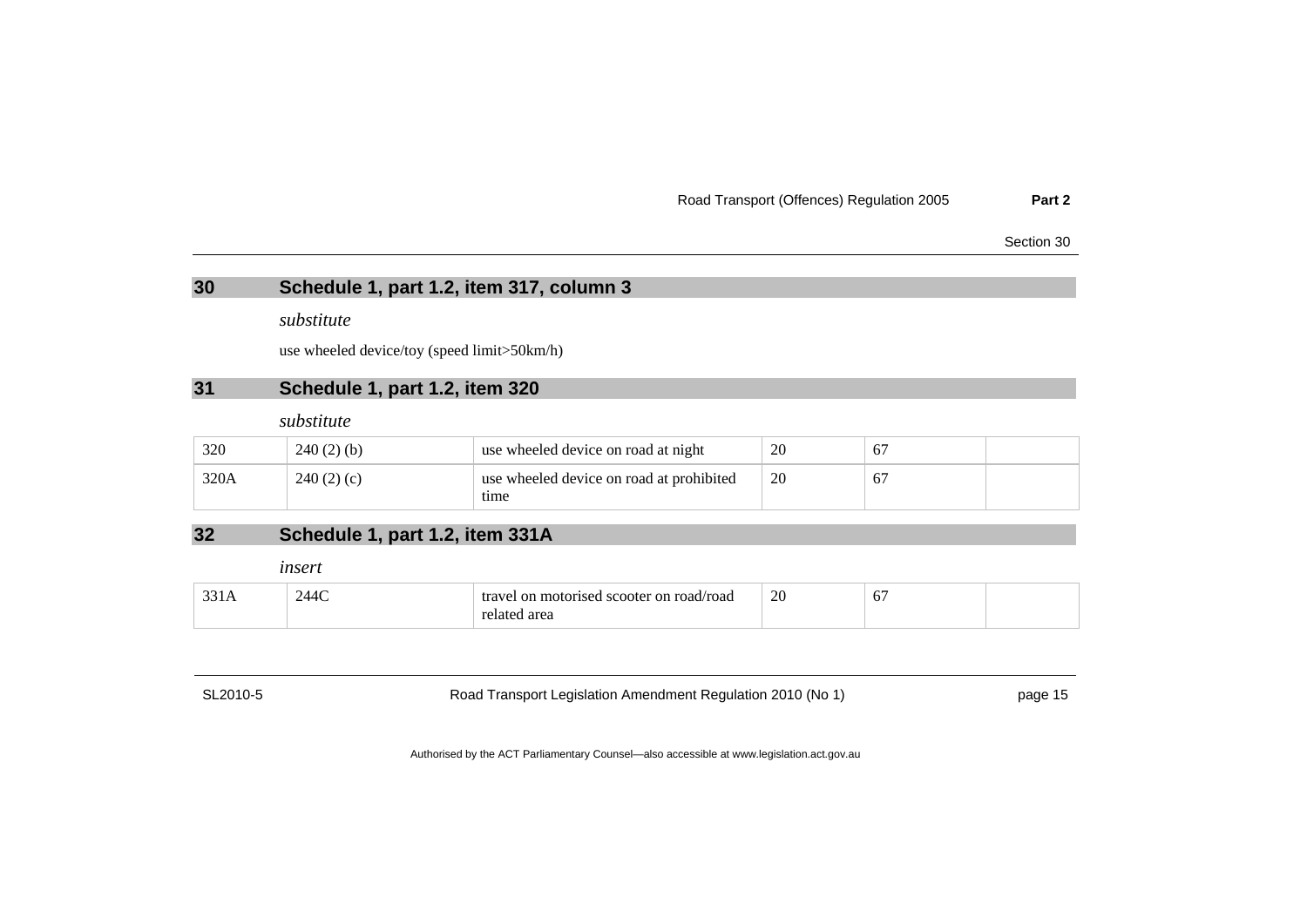## 30 Schedule 1, part 1.2, item 317, column 3

*substitute*

use wheeled device/toy (speed limit>50km/h)

## 31 Schedule 1, part 1.2, item 320

*substitute*

| | | | | | |
|---|---|---|---|---|---|
| 320 | 240 (2) (b) | use wheeled device on road at night | 20 | 67 | |
| 320A | 240 (2) (c) | use wheeled device on road at prohibited time | 20 | 67 | |

## 32 Schedule 1, part 1.2, item 331A

*insert*

| | | | | | |
|---|---|---|---|---|---|
| 331A | 244C | travel on motorised scooter on road/road related area | 20 | 67 | |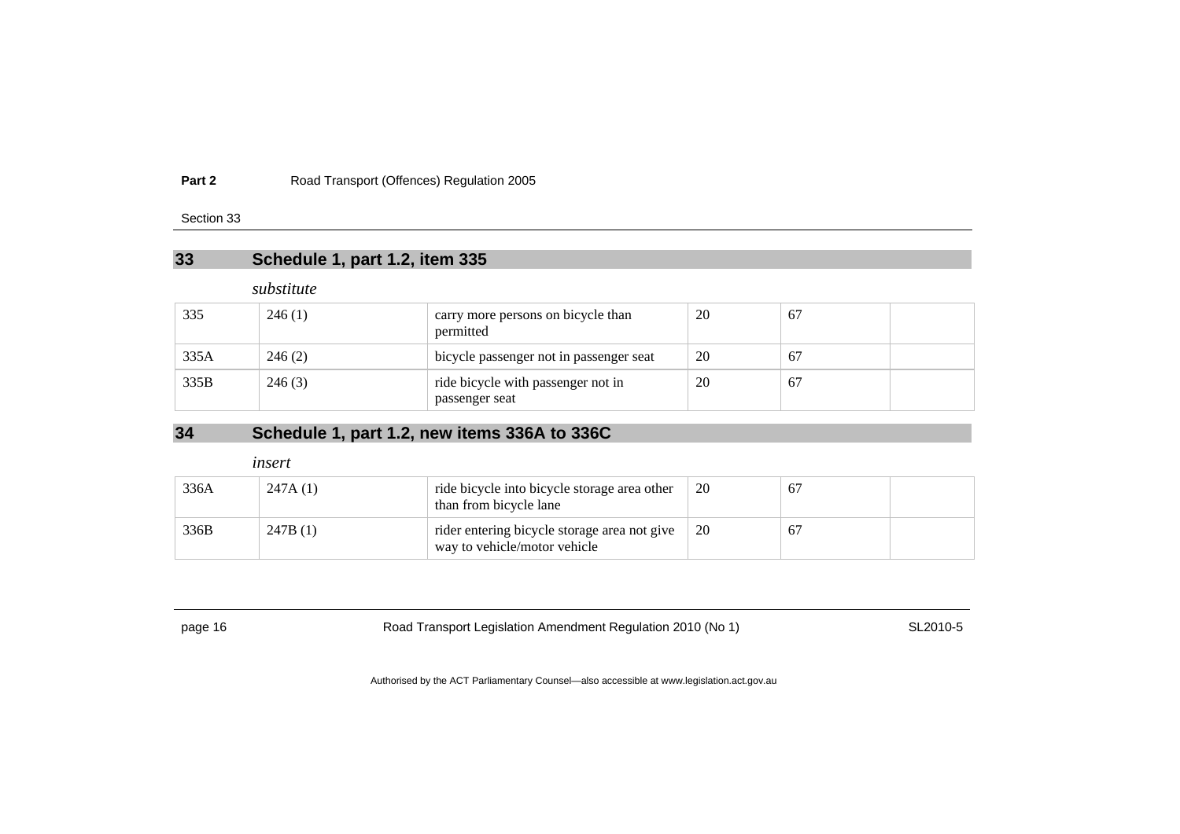## 33 Schedule 1, part 1.2, item 335

*substitute*

| | | | | | |
|---|---|---|---|---|---|
| 335 | 246 (1) | carry more persons on bicycle than permitted | 20 | 67 | |
| 335A | 246 (2) | bicycle passenger not in passenger seat | 20 | 67 | |
| 335B | 246 (3) | ride bicycle with passenger not in passenger seat | 20 | 67 | |

## 34 Schedule 1, part 1.2, new items 336A to 336C

*insert*

| | | | | | |
|---|---|---|---|---|---|
| 336A | 247A (1) | ride bicycle into bicycle storage area other than from bicycle lane | 20 | 67 | |
| 336B | 247B (1) | rider entering bicycle storage area not give way to vehicle/motor vehicle | 20 | 67 | |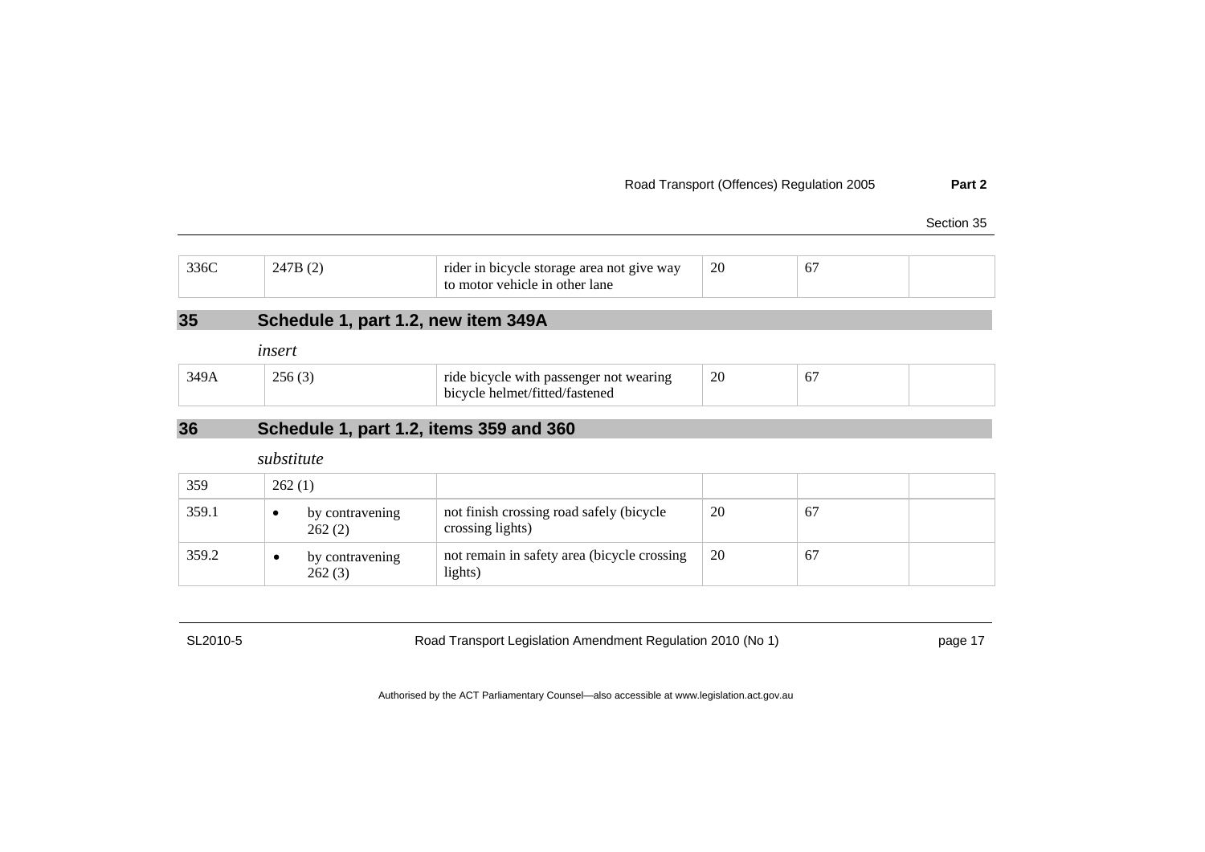| | | | | | |
|---|---|---|---|---|---|
| 336C | 247B (2) | rider in bicycle storage area not give way to motor vehicle in other lane | 20 | 67 | |

## 35 Schedule 1, part 1.2, new item 349A

*insert*

| | | | | | |
|---|---|---|---|---|---|
| 349A | 256 (3) | ride bicycle with passenger not wearing bicycle helmet/fitted/fastened | 20 | 67 | |

## 36 Schedule 1, part 1.2, items 359 and 360

*substitute*

| | | | | | |
|---|---|---|---|---|---|
| 359 | 262 (1) | | | | |
| 359.1 | • by contravening 262 (2) | not finish crossing road safely (bicycle crossing lights) | 20 | 67 | |
| 359.2 | • by contravening 262 (3) | not remain in safety area (bicycle crossing lights) | 20 | 67 | |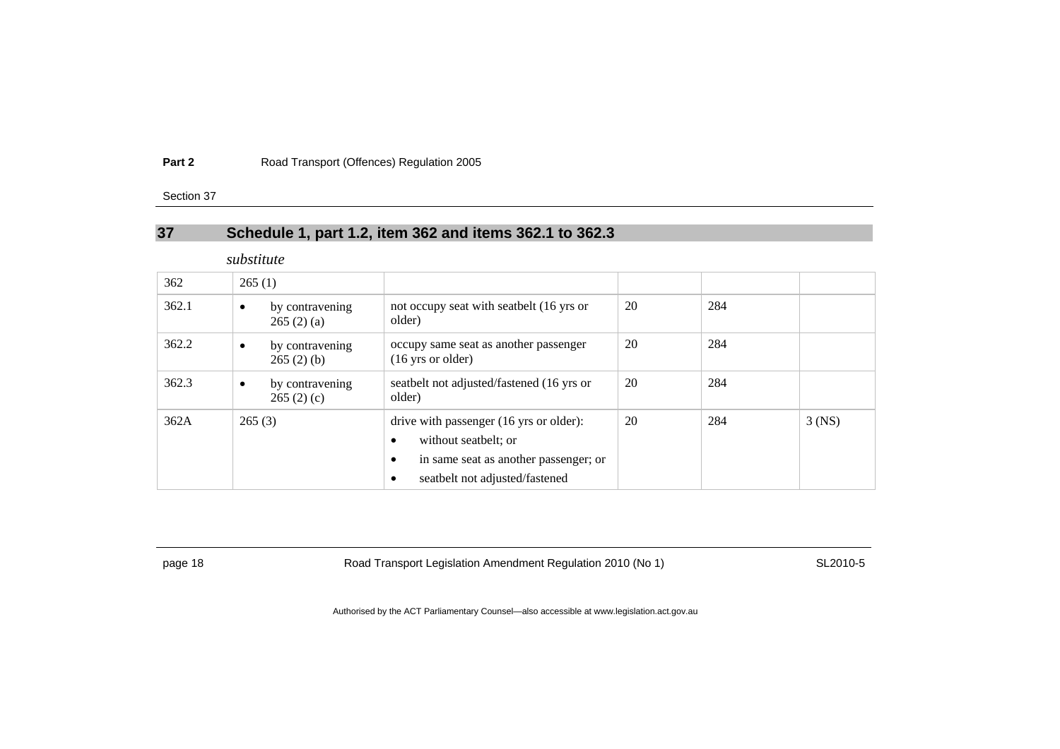## 37 Schedule 1, part 1.2, item 362 and items 362.1 to 362.3

*substitute*

| | | | | | |
|---|---|---|---|---|---|
| 362 | 265 (1) | | | | |
| 362.1 | • by contravening 265 (2) (a) | not occupy seat with seatbelt (16 yrs or older) | 20 | 284 | |
| 362.2 | • by contravening 265 (2) (b) | occupy same seat as another passenger (16 yrs or older) | 20 | 284 | |
| 362.3 | • by contravening 265 (2) (c) | seatbelt not adjusted/fastened (16 yrs or older) | 20 | 284 | |
| 362A | 265 (3) | drive with passenger (16 yrs or older): • without seatbelt; or • in same seat as another passenger; or • seatbelt not adjusted/fastened | 20 | 284 | 3 (NS) |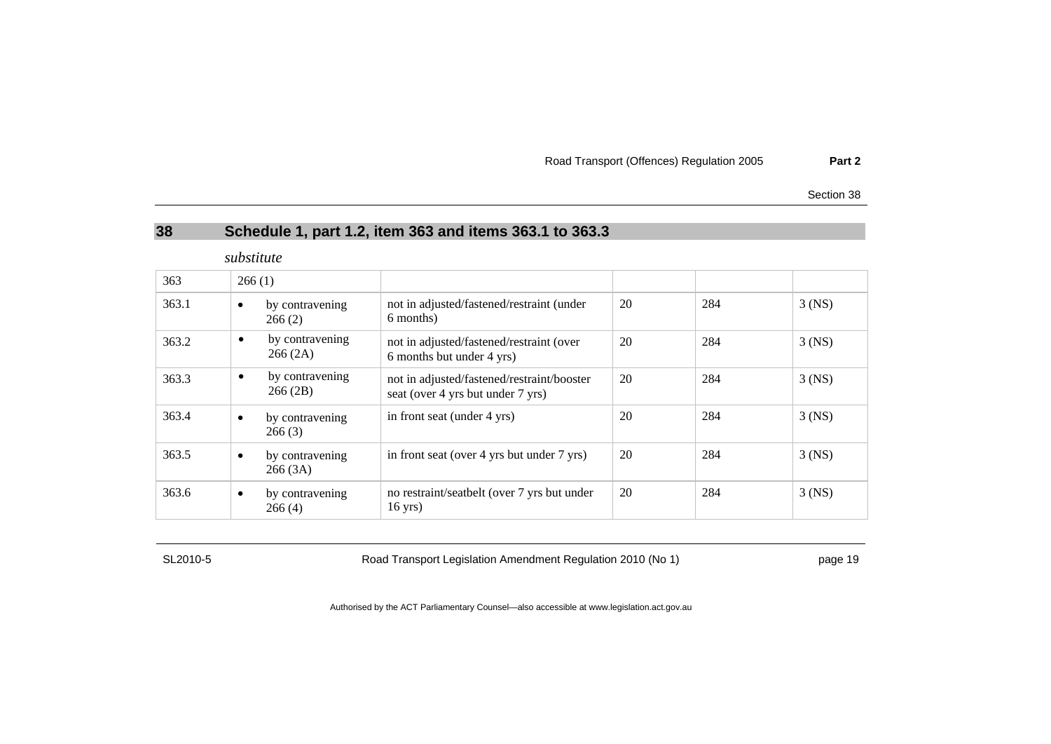## 38 Schedule 1, part 1.2, item 363 and items 363.1 to 363.3

*substitute*

| | | | | | |
|---|---|---|---|---|---|
| 363 | 266 (1) | | | | |
| 363.1 | • by contravening 266 (2) | not in adjusted/fastened/restraint (under 6 months) | 20 | 284 | 3 (NS) |
| 363.2 | • by contravening 266 (2A) | not in adjusted/fastened/restraint (over 6 months but under 4 yrs) | 20 | 284 | 3 (NS) |
| 363.3 | • by contravening 266 (2B) | not in adjusted/fastened/restraint/booster seat (over 4 yrs but under 7 yrs) | 20 | 284 | 3 (NS) |
| 363.4 | • by contravening 266 (3) | in front seat (under 4 yrs) | 20 | 284 | 3 (NS) |
| 363.5 | • by contravening 266 (3A) | in front seat (over 4 yrs but under 7 yrs) | 20 | 284 | 3 (NS) |
| 363.6 | • by contravening 266 (4) | no restraint/seatbelt (over 7 yrs but under 16 yrs) | 20 | 284 | 3 (NS) |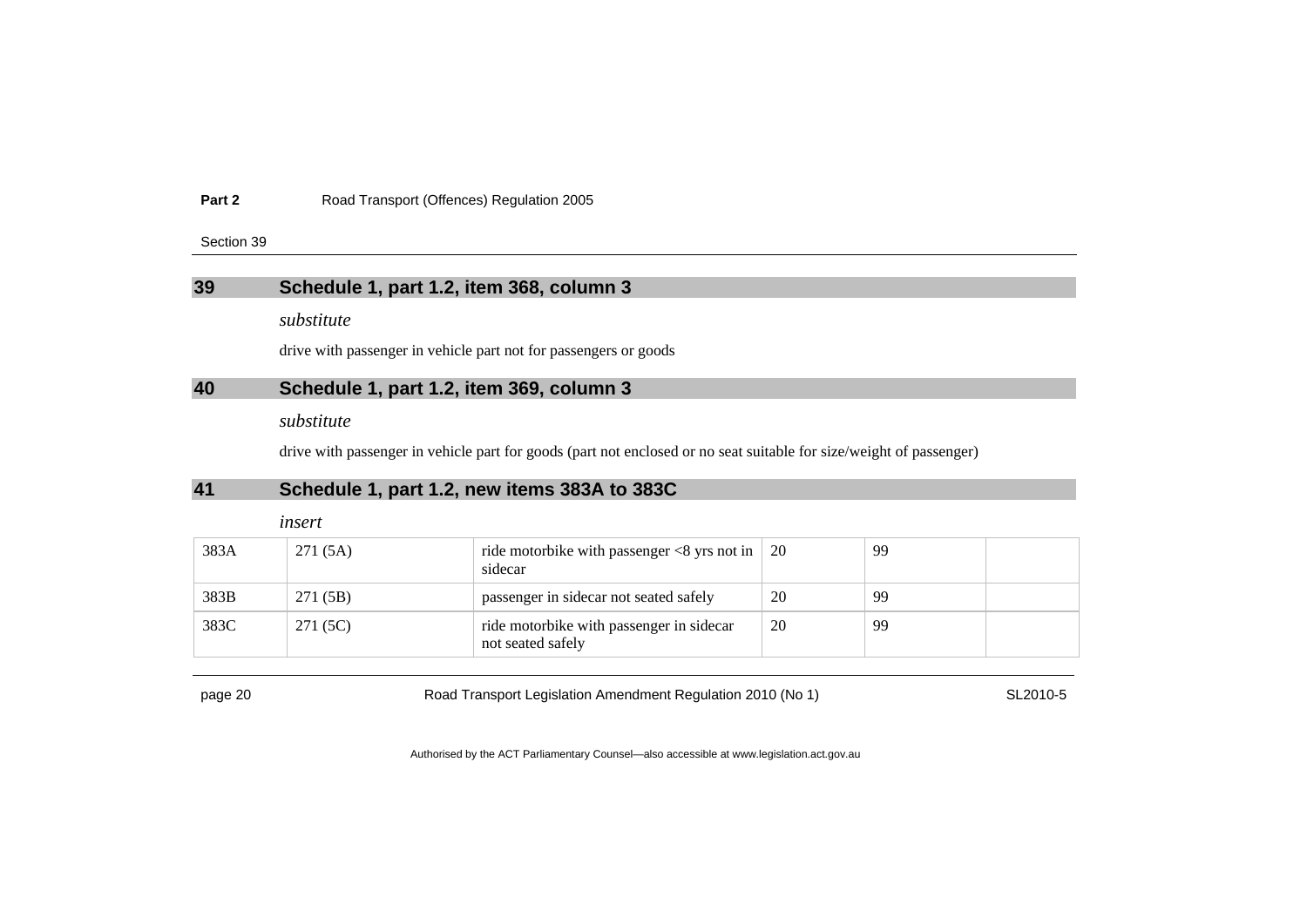## 39 Schedule 1, part 1.2, item 368, column 3

*substitute*

drive with passenger in vehicle part not for passengers or goods

## 40 Schedule 1, part 1.2, item 369, column 3

*substitute*

drive with passenger in vehicle part for goods (part not enclosed or no seat suitable for size/weight of passenger)

## 41 Schedule 1, part 1.2, new items 383A to 383C

*insert*

| | | | | | |
|---|---|---|---|---|---|
| 383A | 271 (5A) | ride motorbike with passenger <8 yrs not in sidecar | 20 | 99 | |
| 383B | 271 (5B) | passenger in sidecar not seated safely | 20 | 99 | |
| 383C | 271 (5C) | ride motorbike with passenger in sidecar not seated safely | 20 | 99 | |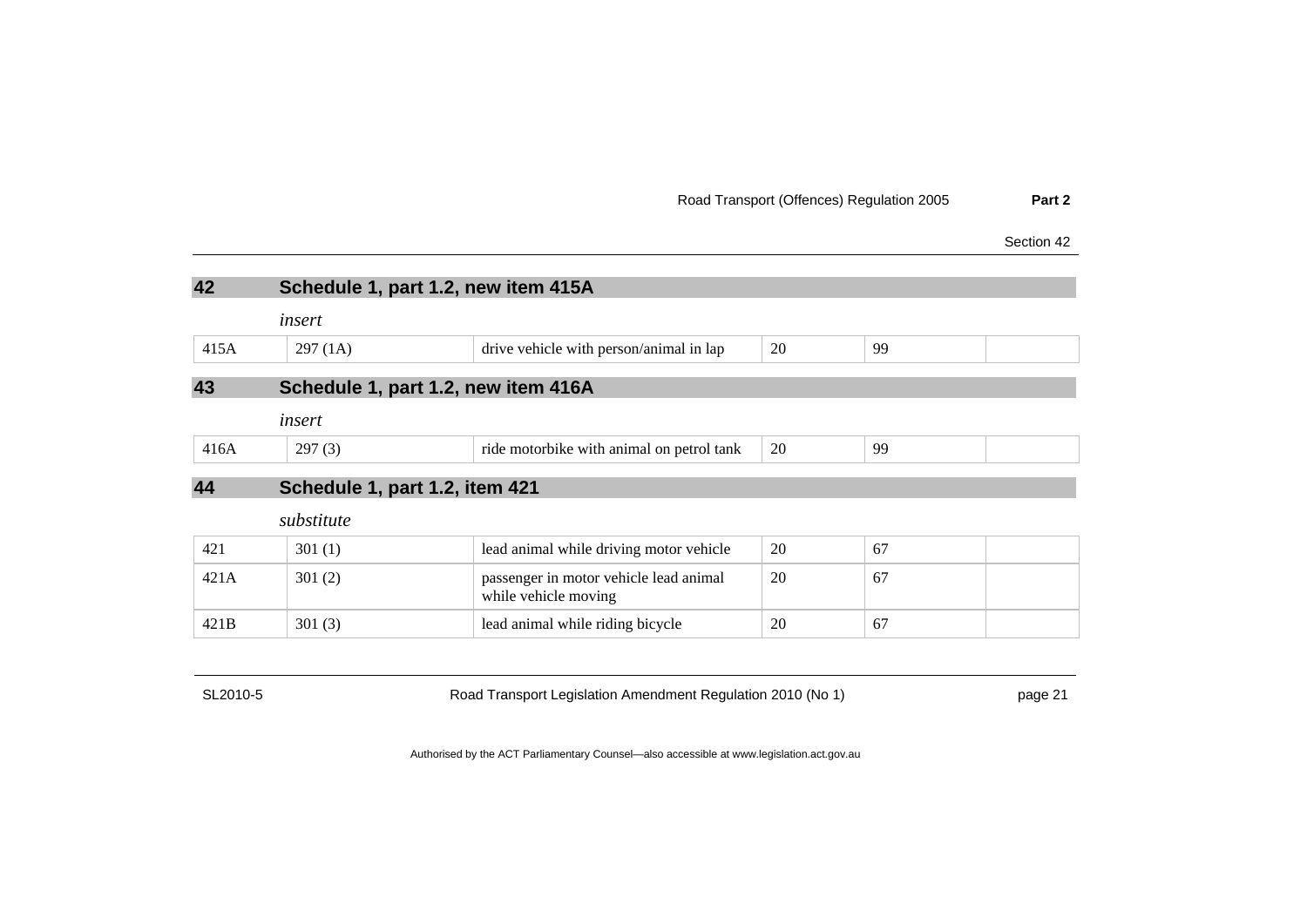## 42 Schedule 1, part 1.2, new item 415A

*insert*

| | | | | | |
|---|---|---|---|---|---|
| 415A | 297 (1A) | drive vehicle with person/animal in lap | 20 | 99 | |

## 43 Schedule 1, part 1.2, new item 416A

*insert*

| | | | | | |
|---|---|---|---|---|---|
| 416A | 297 (3) | ride motorbike with animal on petrol tank | 20 | 99 | |

## 44 Schedule 1, part 1.2, item 421

*substitute*

| | | | | | |
|---|---|---|---|---|---|
| 421 | 301 (1) | lead animal while driving motor vehicle | 20 | 67 | |
| 421A | 301 (2) | passenger in motor vehicle lead animal while vehicle moving | 20 | 67 | |
| 421B | 301 (3) | lead animal while riding bicycle | 20 | 67 | |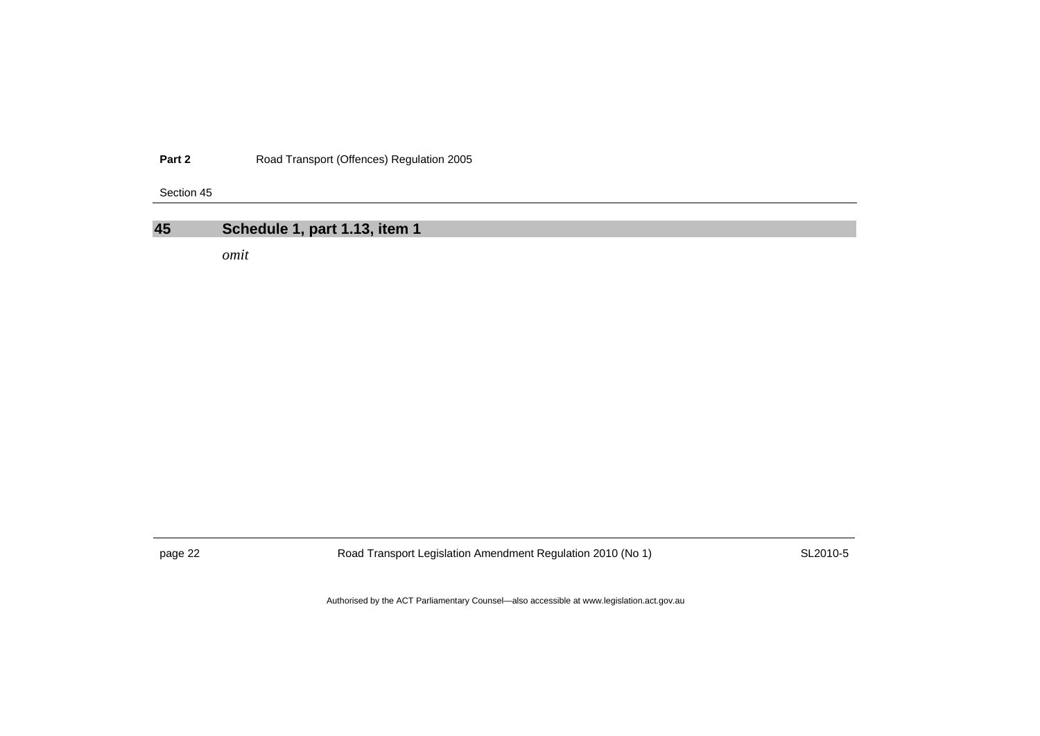## 45 Schedule 1, part 1.13, item 1

*omit*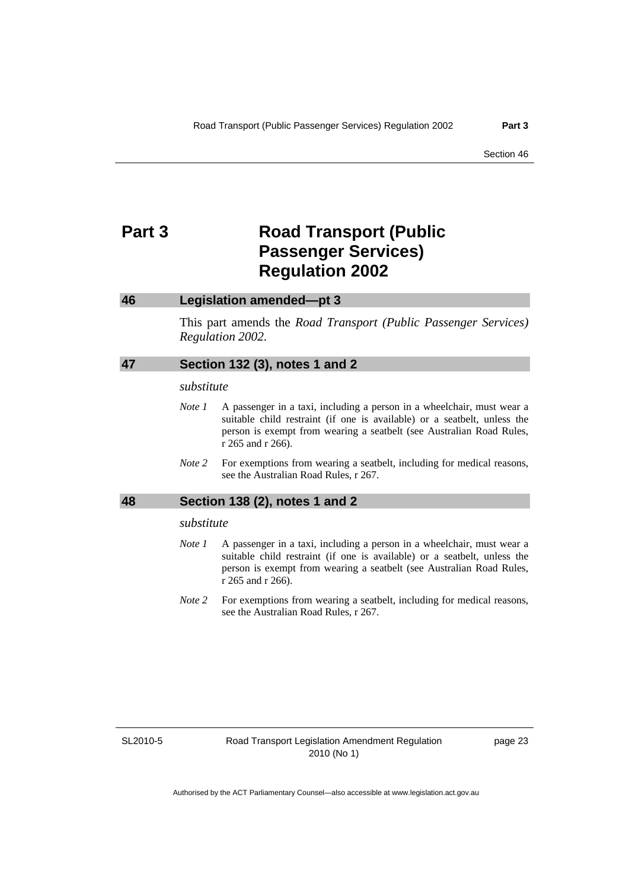# Part 3 Road Transport (Public Passenger Services) Regulation 2002

## 46 Legislation amended—pt 3

This part amends the *Road Transport (Public Passenger Services) Regulation 2002*.

## 47 Section 132 (3), notes 1 and 2

*substitute*

*Note 1* A passenger in a taxi, including a person in a wheelchair, must wear a suitable child restraint (if one is available) or a seatbelt, unless the person is exempt from wearing a seatbelt (see Australian Road Rules, r 265 and r 266).

*Note 2* For exemptions from wearing a seatbelt, including for medical reasons, see the Australian Road Rules, r 267.

## 48 Section 138 (2), notes 1 and 2

*substitute*

*Note 1* A passenger in a taxi, including a person in a wheelchair, must wear a suitable child restraint (if one is available) or a seatbelt, unless the person is exempt from wearing a seatbelt (see Australian Road Rules, r 265 and r 266).

*Note 2* For exemptions from wearing a seatbelt, including for medical reasons, see the Australian Road Rules, r 267.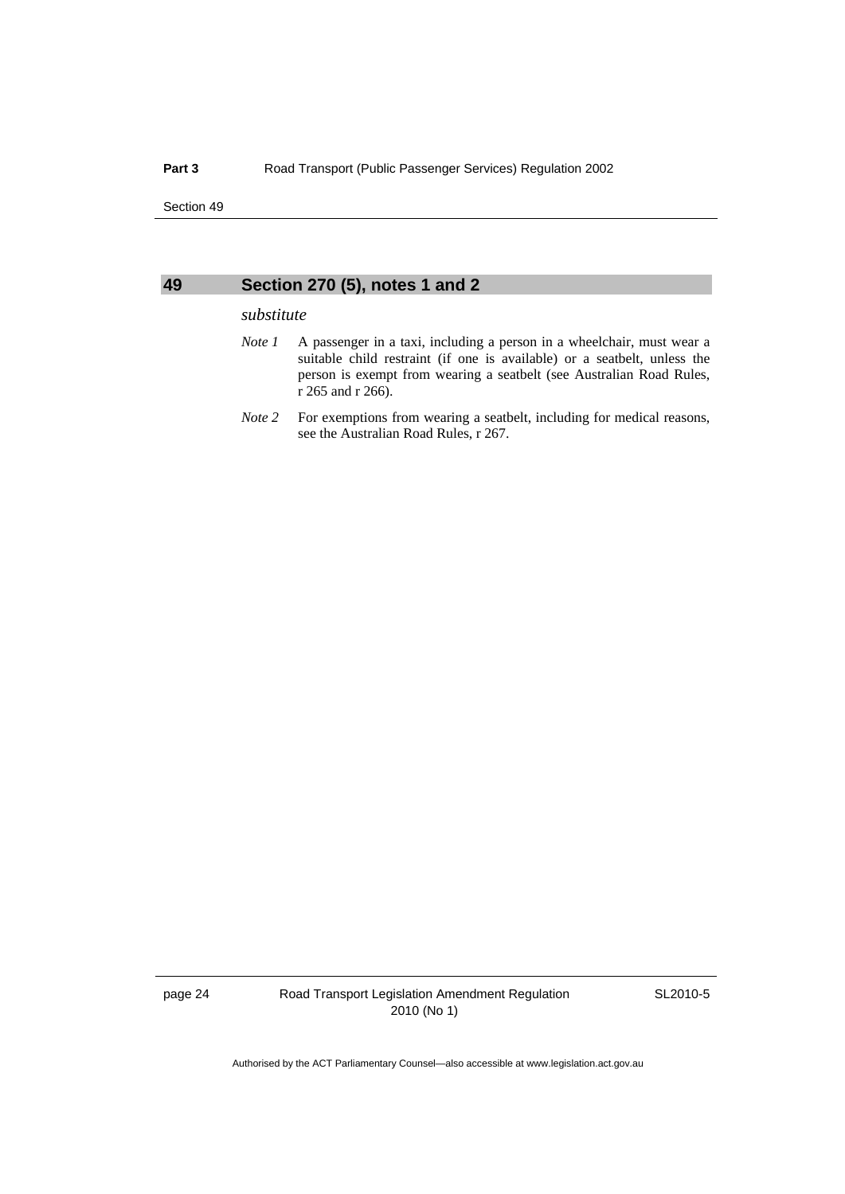## 49 Section 270 (5), notes 1 and 2

*substitute*

*Note 1* A passenger in a taxi, including a person in a wheelchair, must wear a suitable child restraint (if one is available) or a seatbelt, unless the person is exempt from wearing a seatbelt (see Australian Road Rules, r 265 and r 266).

*Note 2* For exemptions from wearing a seatbelt, including for medical reasons, see the Australian Road Rules, r 267.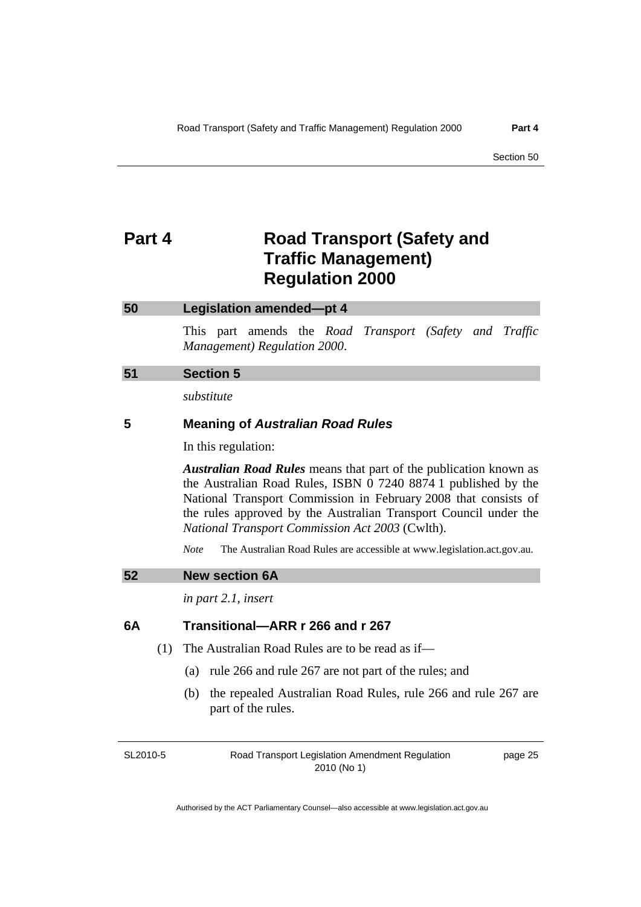# Part 4 Road Transport (Safety and Traffic Management) Regulation 2000

## 50 Legislation amended—pt 4

This part amends the *Road Transport (Safety and Traffic Management) Regulation 2000*.

## 51 Section 5

*substitute*

### 5 Meaning of *Australian Road Rules*

In this regulation:

***Australian Road Rules*** means that part of the publication known as the Australian Road Rules, ISBN 0 7240 8874 1 published by the National Transport Commission in February 2008 that consists of the rules approved by the Australian Transport Council under the *National Transport Commission Act 2003* (Cwlth).

*Note* The Australian Road Rules are accessible at www.legislation.act.gov.au.

## 52 New section 6A

*in part 2.1, insert*

### 6A Transitional—ARR r 266 and r 267

(1) The Australian Road Rules are to be read as if—

(a) rule 266 and rule 267 are not part of the rules; and

(b) the repealed Australian Road Rules, rule 266 and rule 267 are part of the rules.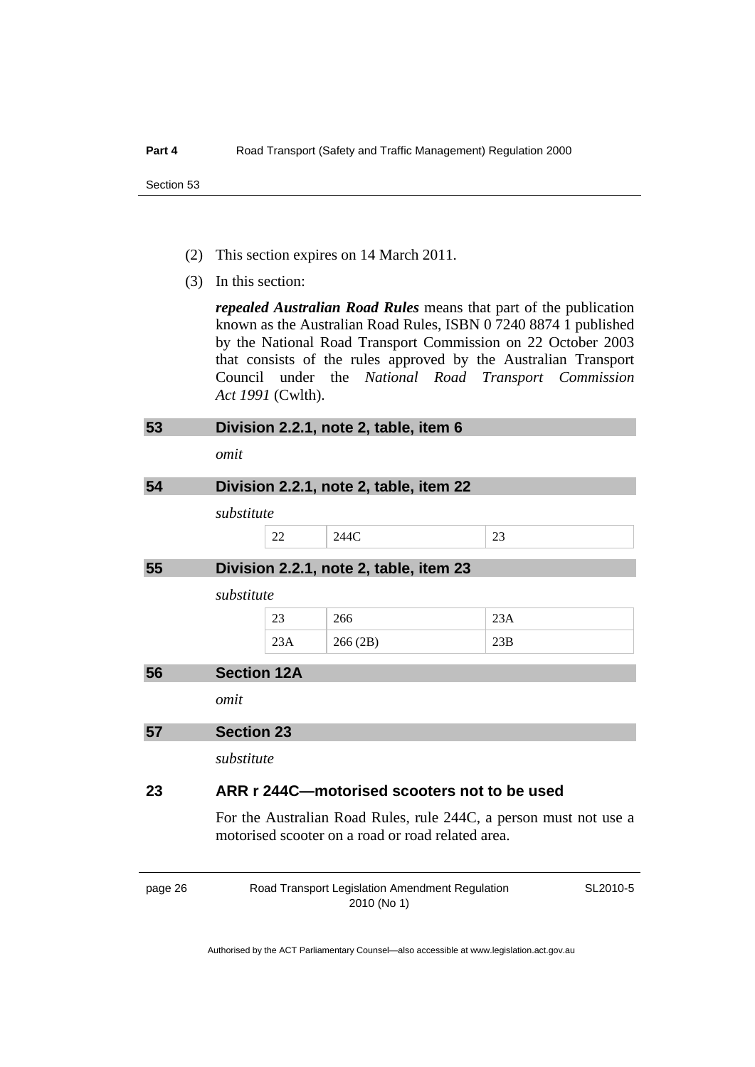(2) This section expires on 14 March 2011.

(3) In this section:

***repealed Australian Road Rules*** means that part of the publication known as the Australian Road Rules, ISBN 0 7240 8874 1 published by the National Road Transport Commission on 22 October 2003 that consists of the rules approved by the Australian Transport Council under the *National Road Transport Commission Act 1991* (Cwlth).

## 53 Division 2.2.1, note 2, table, item 6

*omit*

## 54 Division 2.2.1, note 2, table, item 22

*substitute*

| | | |
|---|---|---|
| 22 | 244C | 23 |

## 55 Division 2.2.1, note 2, table, item 23

*substitute*

| | | |
|---|---|---|
| 23 | 266 | 23A |
| 23A | 266 (2B) | 23B |

## 56 Section 12A

*omit*

## 57 Section 23

*substitute*

## 23 ARR r 244C—motorised scooters not to be used

For the Australian Road Rules, rule 244C, a person must not use a motorised scooter on a road or road related area.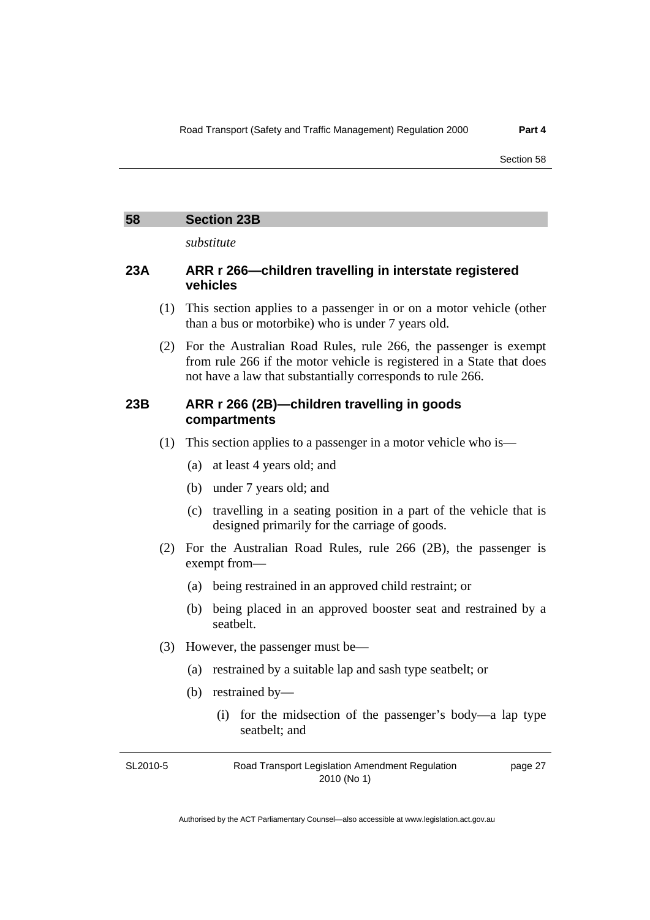## 58 Section 23B

*substitute*

### 23A ARR r 266—children travelling in interstate registered vehicles

(1) This section applies to a passenger in or on a motor vehicle (other than a bus or motorbike) who is under 7 years old.

(2) For the Australian Road Rules, rule 266, the passenger is exempt from rule 266 if the motor vehicle is registered in a State that does not have a law that substantially corresponds to rule 266.

### 23B ARR r 266 (2B)—children travelling in goods compartments

(1) This section applies to a passenger in a motor vehicle who is—

(a) at least 4 years old; and

(b) under 7 years old; and

(c) travelling in a seating position in a part of the vehicle that is designed primarily for the carriage of goods.

(2) For the Australian Road Rules, rule 266 (2B), the passenger is exempt from—

(a) being restrained in an approved child restraint; or

(b) being placed in an approved booster seat and restrained by a seatbelt.

(3) However, the passenger must be—

(a) restrained by a suitable lap and sash type seatbelt; or

(b) restrained by—

(i) for the midsection of the passenger's body—a lap type seatbelt; and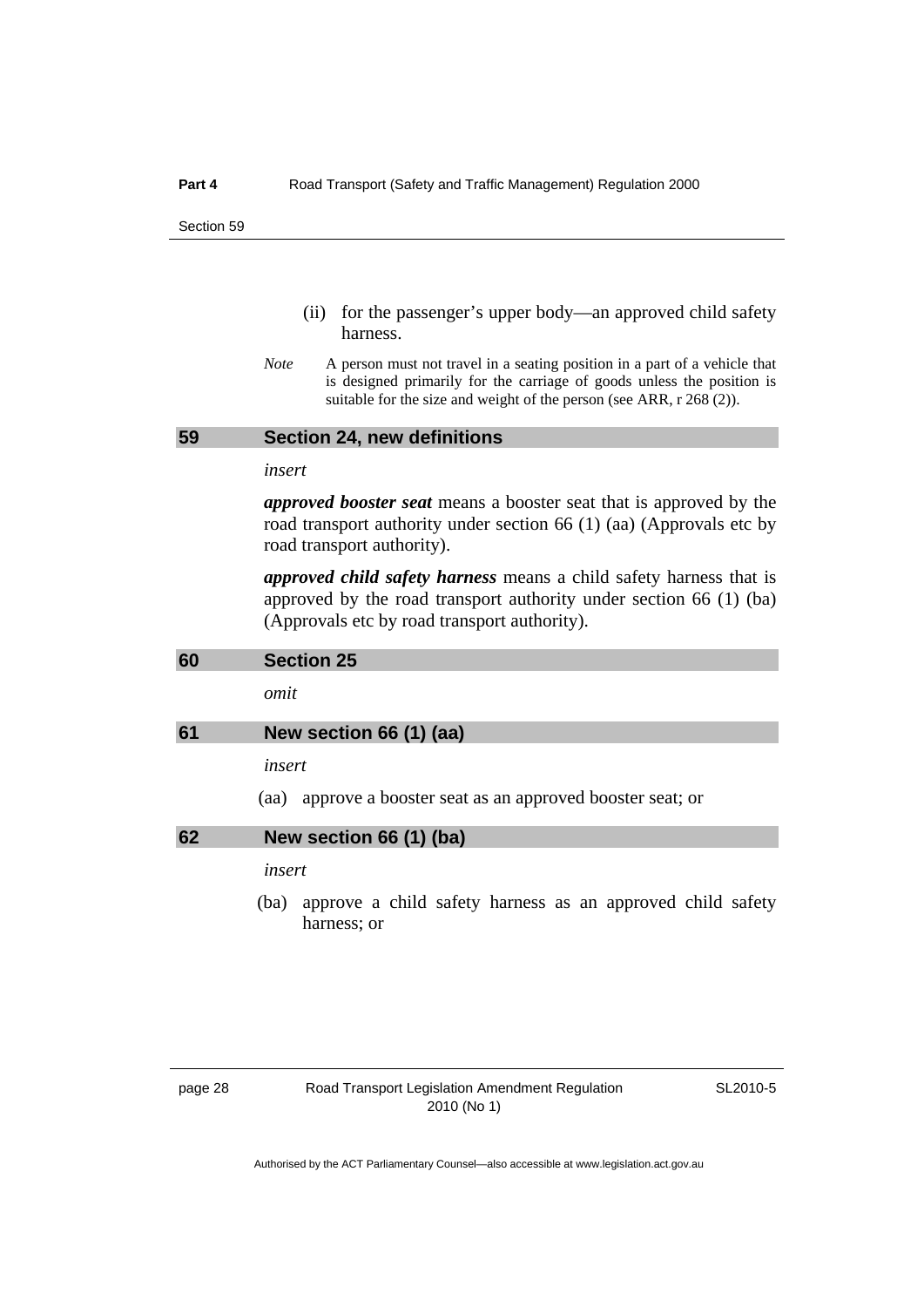(ii) for the passenger's upper body—an approved child safety harness.

*Note* A person must not travel in a seating position in a part of a vehicle that is designed primarily for the carriage of goods unless the position is suitable for the size and weight of the person (see ARR, r 268 (2)).

## 59 Section 24, new definitions

*insert*

***approved booster seat*** means a booster seat that is approved by the road transport authority under section 66 (1) (aa) (Approvals etc by road transport authority).

***approved child safety harness*** means a child safety harness that is approved by the road transport authority under section 66 (1) (ba) (Approvals etc by road transport authority).

## 60 Section 25

*omit*

## 61 New section 66 (1) (aa)

*insert*

(aa) approve a booster seat as an approved booster seat; or

## 62 New section 66 (1) (ba)

*insert*

(ba) approve a child safety harness as an approved child safety harness; or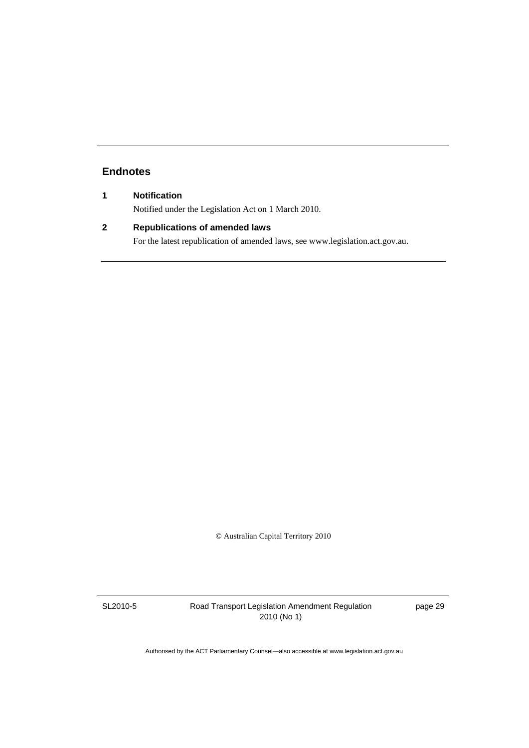## Endnotes

**1 Notification**

Notified under the Legislation Act on 1 March 2010.

**2 Republications of amended laws**

For the latest republication of amended laws, see www.legislation.act.gov.au.

© Australian Capital Territory 2010